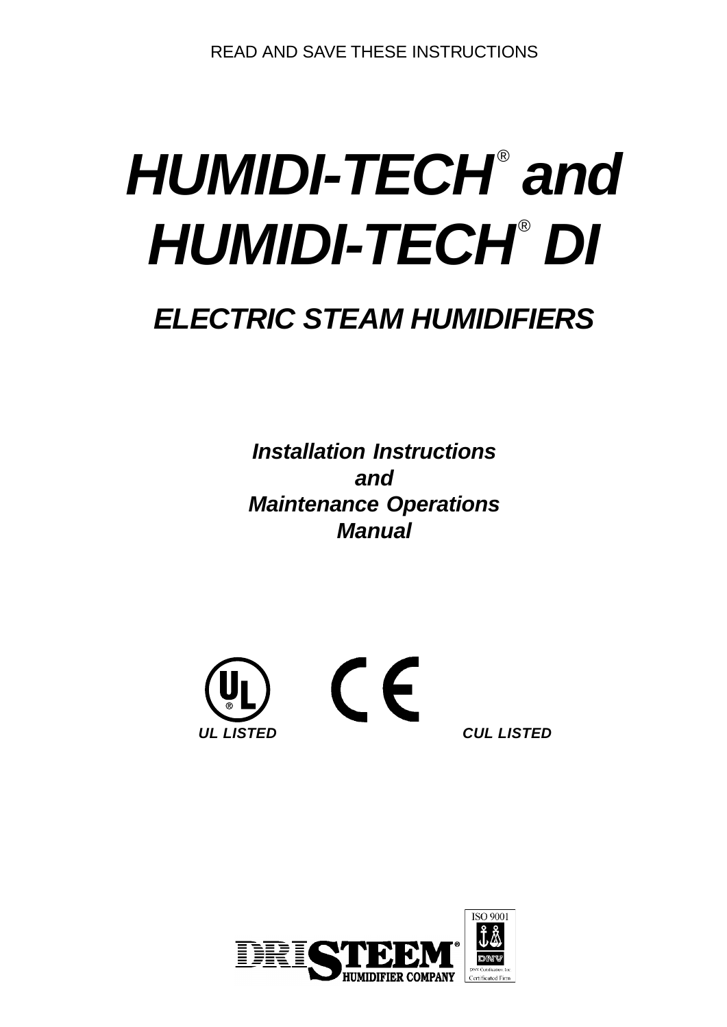READ AND SAVE THESE INSTRUCTIONS

# *HUMIDI-TECH® and HUMIDI-TECH® DI*

## *ELECTRIC STEAM HUMIDIFIERS*

***Installation Instructions***
***and***
***Maintenance Operations***
***Manual***

***UL LISTED*** ***CUL LISTED***

DRISTEEM® HUMIDIFIER COMPANY

ISO 9001
DNV
DNV Certification Inc
Certificated Firm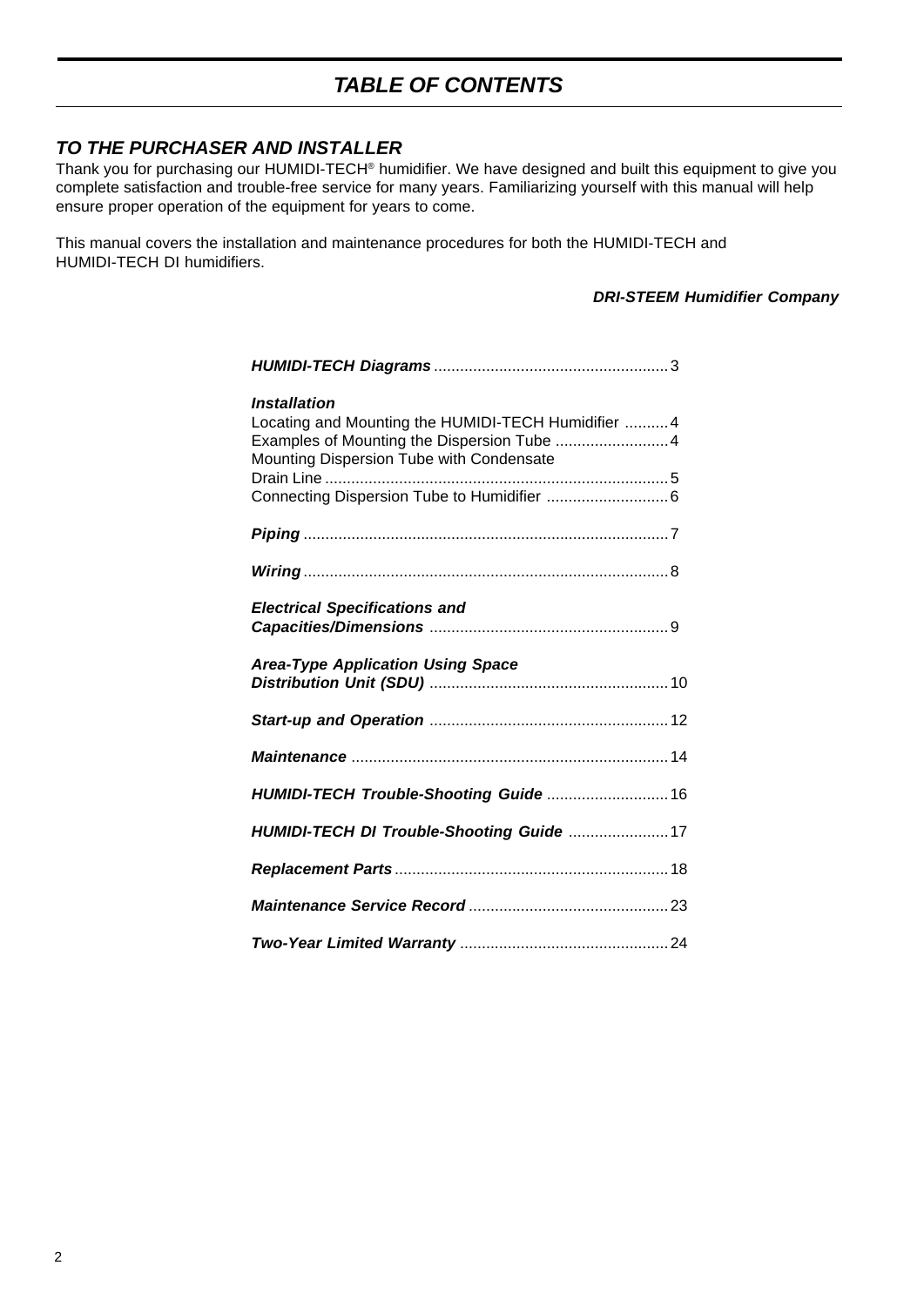# *TABLE OF CONTENTS*

## *TO THE PURCHASER AND INSTALLER*

Thank you for purchasing our HUMIDI-TECH® humidifier. We have designed and built this equipment to give you complete satisfaction and trouble-free service for many years. Familiarizing yourself with this manual will help ensure proper operation of the equipment for years to come.

This manual covers the installation and maintenance procedures for both the HUMIDI-TECH and HUMIDI-TECH DI humidifiers.

***DRI-STEEM Humidifier Company***

***HUMIDI-TECH Diagrams*** ..................................................... 3

***Installation***
Locating and Mounting the HUMIDI-TECH Humidifier .......... 4
Examples of Mounting the Dispersion Tube .......................... 4
Mounting Dispersion Tube with Condensate Drain Line ............................................................................. 5
Connecting Dispersion Tube to Humidifier ............................ 6

***Piping*** ................................................................................... 7

***Wiring*** ................................................................................... 8

***Electrical Specifications and Capacities/Dimensions*** ...................................................... 9

***Area-Type Application Using Space Distribution Unit (SDU)*** ...................................................... 10

***Start-up and Operation*** ...................................................... 12

***Maintenance*** ........................................................................ 14

***HUMIDI-TECH Trouble-Shooting Guide*** ............................ 16

***HUMIDI-TECH DI Trouble-Shooting Guide*** ....................... 17

***Replacement Parts*** .............................................................. 18

***Maintenance Service Record*** ............................................. 23

***Two-Year Limited Warranty*** ............................................... 24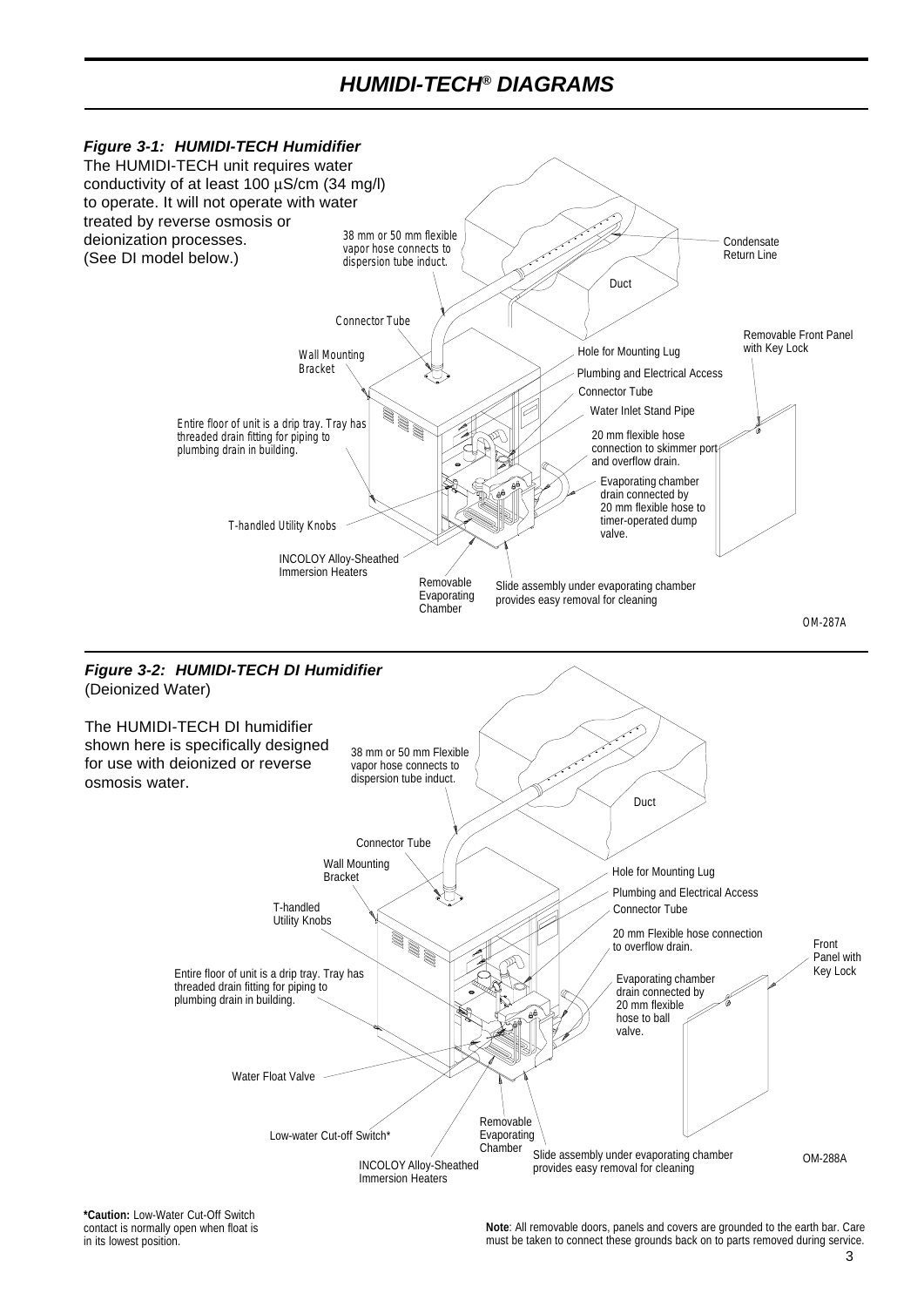# *HUMIDI-TECH® DIAGRAMS*

***Figure 3-1: HUMIDI-TECH Humidifier***

The HUMIDI-TECH unit requires water conductivity of at least 100 µS/cm (34 mg/l) to operate. It will not operate with water treated by reverse osmosis or deionization processes. (See DI model below.)

38 mm or 50 mm flexible vapor hose connects to dispersion tube induct.

Condensate Return Line

Duct

Connector Tube

Removable Front Panel with Key Lock

Wall Mounting Bracket

Hole for Mounting Lug

Plumbing and Electrical Access

Connector Tube

Water Inlet Stand Pipe

Entire floor of unit is a drip tray. Tray has threaded drain fitting for piping to plumbing drain in building.

20 mm flexible hose connection to skimmer port and overflow drain.

Evaporating chamber drain connected by 20 mm flexible hose to timer-operated dump valve.

T-handled Utility Knobs

INCOLOY Alloy-Sheathed Immersion Heaters

Removable Evaporating Chamber

Slide assembly under evaporating chamber provides easy removal for cleaning

OM-287A

***Figure 3-2: HUMIDI-TECH DI Humidifier***
(Deionized Water)

The HUMIDI-TECH DI humidifier shown here is specifically designed for use with deionized or reverse osmosis water.

38 mm or 50 mm Flexible vapor hose connects to dispersion tube induct.

Duct

Connector Tube

Wall Mounting Bracket

Hole for Mounting Lug

Plumbing and Electrical Access

T-handled Utility Knobs

Connector Tube

20 mm Flexible hose connection to overflow drain.

Front Panel with Key Lock

Entire floor of unit is a drip tray. Tray has threaded drain fitting for piping to plumbing drain in building.

Evaporating chamber drain connected by 20 mm flexible hose to ball valve.

Water Float Valve

Low-water Cut-off Switch*

Removable Evaporating Chamber

INCOLOY Alloy-Sheathed Immersion Heaters

Slide assembly under evaporating chamber provides easy removal for cleaning

OM-288A

**\*Caution:** Low-Water Cut-Off Switch contact is normally open when float is in its lowest position.

**Note**: All removable doors, panels and covers are grounded to the earth bar. Care must be taken to connect these grounds back on to parts removed during service.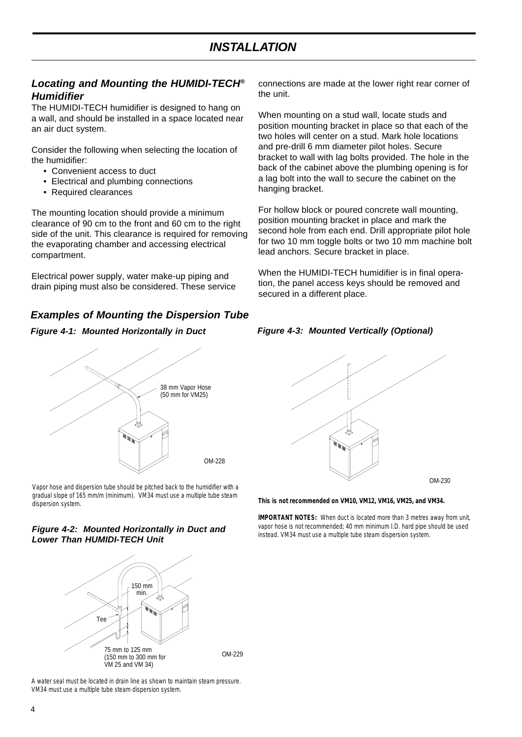# INSTALLATION

## *Locating and Mounting the HUMIDI-TECH® Humidifier*

The HUMIDI-TECH humidifier is designed to hang on a wall, and should be installed in a space located near an air duct system.

Consider the following when selecting the location of the humidifier:

- Convenient access to duct
- Electrical and plumbing connections
- Required clearances

The mounting location should provide a minimum clearance of 90 cm to the front and 60 cm to the right side of the unit. This clearance is required for removing the evaporating chamber and accessing electrical compartment.

Electrical power supply, water make-up piping and drain piping must also be considered. These service connections are made at the lower right rear corner of the unit.

When mounting on a stud wall, locate studs and position mounting bracket in place so that each of the two holes will center on a stud. Mark hole locations and pre-drill 6 mm diameter pilot holes. Secure bracket to wall with lag bolts provided. The hole in the back of the cabinet above the plumbing opening is for a lag bolt into the wall to secure the cabinet on the hanging bracket.

For hollow block or poured concrete wall mounting, position mounting bracket in place and mark the second hole from each end. Drill appropriate pilot hole for two 10 mm toggle bolts or two 10 mm machine bolt lead anchors. Secure bracket in place.

When the HUMIDI-TECH humidifier is in final operation, the panel access keys should be removed and secured in a different place.

## *Examples of Mounting the Dispersion Tube*

### *Figure 4-1: Mounted Horizontally in Duct*

38 mm Vapor Hose (50 mm for VM25)

OM-228

Vapor hose and dispersion tube should be pitched back to the humidifier with a gradual slope of 165 mm/m (minimum). VM34 must use a multiple tube steam dispersion system.

### *Figure 4-2: Mounted Horizontally in Duct and Lower Than HUMIDI-TECH Unit*

150 mm min.

Tee

75 mm to 125 mm (150 mm to 300 mm for VM 25 and VM 34)

OM-229

A water seal must be located in drain line as shown to maintain steam pressure. VM34 must use a multiple tube steam dispersion system.

### *Figure 4-3: Mounted Vertically (Optional)*

OM-230

**This is not recommended on VM10, VM12, VM16, VM25, and VM34.**

**IMPORTANT NOTES:** When duct is located more than 3 metres away from unit, vapor hose is not recommended; 40 mm minimum I.D. hard pipe should be used instead. VM34 must use a multiple tube steam dispersion system.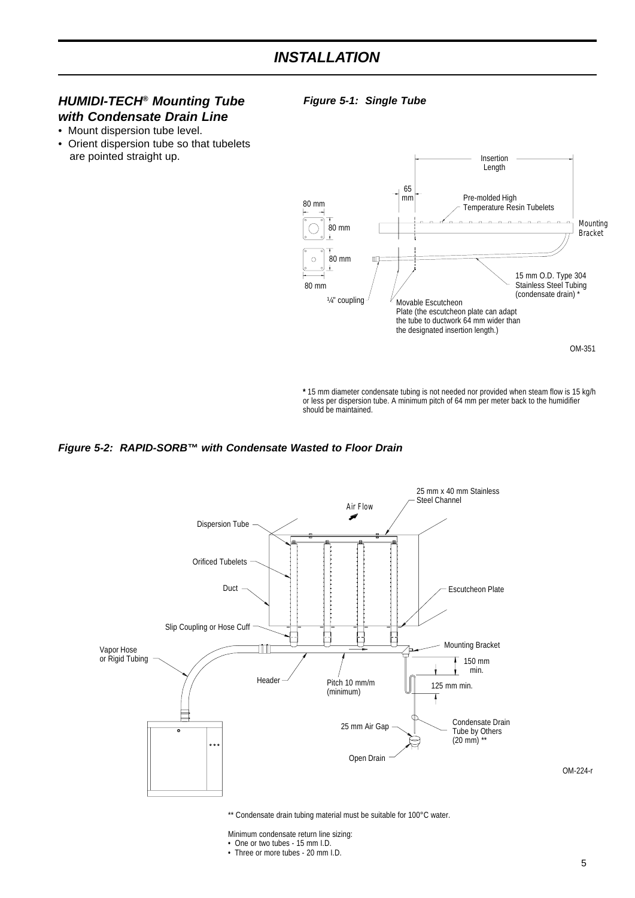# INSTALLATION

### HUMIDI-TECH® Mounting Tube with Condensate Drain Line

- Mount dispersion tube level.
- Orient dispersion tube so that tubelets are pointed straight up.

*Figure 5-1: Single Tube*

Insertion Length

65 mm

80 mm

80 mm

80 mm

80 mm

Pre-molded High Temperature Resin Tubelets

Mounting Bracket

15 mm O.D. Type 304 Stainless Steel Tubing (condensate drain) *

¼" coupling

Movable Escutcheon Plate (the escutcheon plate can adapt the tube to ductwork 64 mm wider than the designated insertion length.)

OM-351

**\*** 15 mm diameter condensate tubing is not needed nor provided when steam flow is 15 kg/h or less per dispersion tube. A minimum pitch of 64 mm per meter back to the humidifier should be maintained.

*Figure 5-2: RAPID-SORB™ with Condensate Wasted to Floor Drain*

25 mm x 40 mm Stainless Steel Channel

Air Flow

Dispersion Tube

Orificed Tubelets

Duct

Escutcheon Plate

Slip Coupling or Hose Cuff

Mounting Bracket

Vapor Hose or Rigid Tubing

150 mm min.

Header

Pitch 10 mm/m (minimum)

125 mm min.

25 mm Air Gap

Condensate Drain Tube by Others (20 mm) **

Open Drain

OM-224-r

** Condensate drain tubing material must be suitable for 100°C water.

Minimum condensate return line sizing:

- One or two tubes - 15 mm I.D.
- Three or more tubes - 20 mm I.D.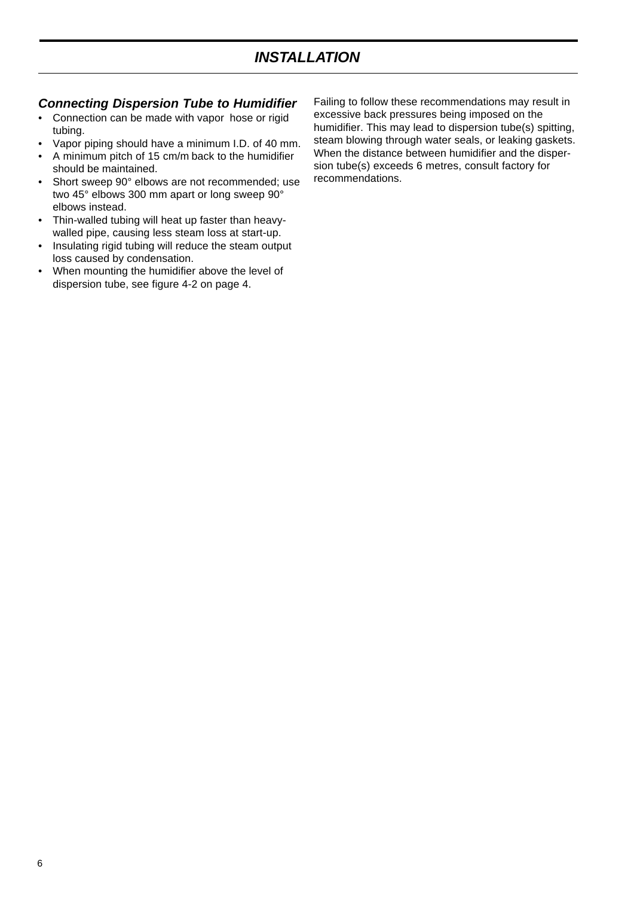# INSTALLATION

### *Connecting Dispersion Tube to Humidifier*

- Connection can be made with vapor  hose or rigid tubing.
- Vapor piping should have a minimum I.D. of 40 mm.
- A minimum pitch of 15 cm/m back to the humidifier should be maintained.
- Short sweep 90° elbows are not recommended; use two 45° elbows 300 mm apart or long sweep 90° elbows instead.
- Thin-walled tubing will heat up faster than heavy-walled pipe, causing less steam loss at start-up.
- Insulating rigid tubing will reduce the steam output loss caused by condensation.
- When mounting the humidifier above the level of dispersion tube, see figure 4-2 on page 4.

Failing to follow these recommendations may result in excessive back pressures being imposed on the humidifier. This may lead to dispersion tube(s) spitting, steam blowing through water seals, or leaking gaskets. When the distance between humidifier and the dispersion tube(s) exceeds 6 metres, consult factory for recommendations.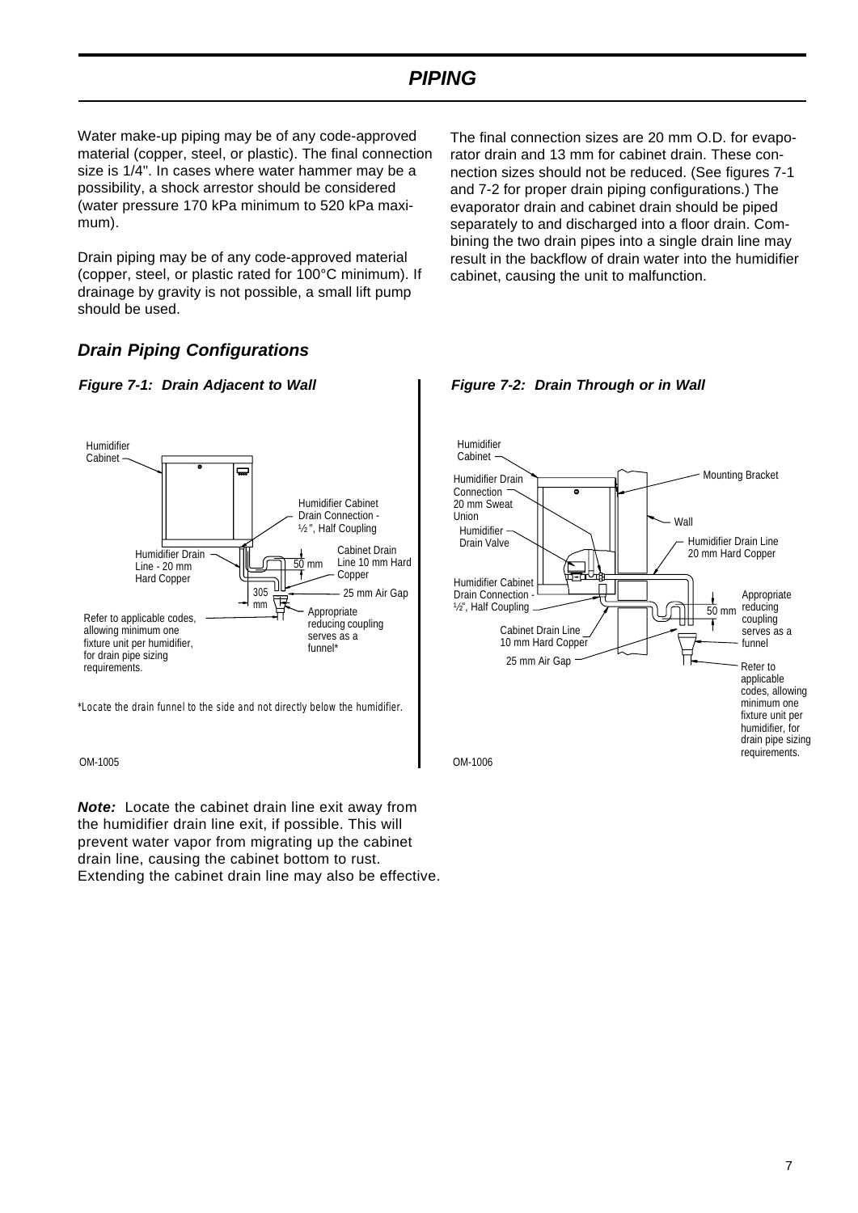## PIPING

Water make-up piping may be of any code-approved material (copper, steel, or plastic). The final connection size is 1/4". In cases where water hammer may be a possibility, a shock arrestor should be considered (water pressure 170 kPa minimum to 520 kPa maximum).

Drain piping may be of any code-approved material (copper, steel, or plastic rated for 100°C minimum). If drainage by gravity is not possible, a small lift pump should be used.

The final connection sizes are 20 mm O.D. for evaporator drain and 13 mm for cabinet drain. These connection sizes should not be reduced. (See figures 7-1 and 7-2 for proper drain piping configurations.) The evaporator drain and cabinet drain should be piped separately to and discharged into a floor drain. Combining the two drain pipes into a single drain line may result in the backflow of drain water into the humidifier cabinet, causing the unit to malfunction.

### Drain Piping Configurations

**Figure 7-1: Drain Adjacent to Wall**

Humidifier Cabinet

Humidifier Cabinet Drain Connection - ½", Half Coupling

Humidifier Drain Line - 20 mm Hard Copper

Cabinet Drain Line 10 mm Hard Copper

50 mm

305 mm

25 mm Air Gap

Refer to applicable codes, allowing minimum one fixture unit per humidifier, for drain pipe sizing requirements.

Appropriate reducing coupling serves as a funnel*

*Locate the drain funnel to the side and not directly below the humidifier.

OM-1005

**Figure 7-2: Drain Through or in Wall**

Humidifier Cabinet

Humidifier Drain Connection 20 mm Sweat Union

Humidifier Drain Valve

Mounting Bracket

Wall

Humidifier Drain Line 20 mm Hard Copper

Humidifier Cabinet Drain Connection - ½", Half Coupling

Cabinet Drain Line 10 mm Hard Copper

50 mm

Appropriate reducing coupling serves as a funnel

25 mm Air Gap

Refer to applicable codes, allowing minimum one fixture unit per humidifier, for drain pipe sizing requirements.

OM-1006

***Note:*** Locate the cabinet drain line exit away from the humidifier drain line exit, if possible. This will prevent water vapor from migrating up the cabinet drain line, causing the cabinet bottom to rust. Extending the cabinet drain line may also be effective.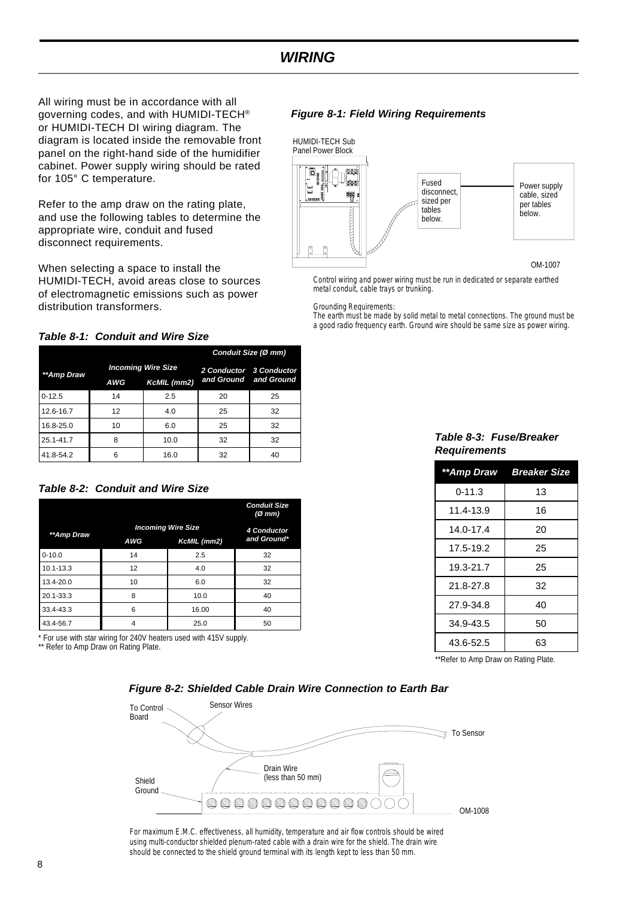# WIRING

All wiring must be in accordance with all governing codes, and with HUMIDI-TECH® or HUMIDI-TECH DI wiring diagram. The diagram is located inside the removable front panel on the right-hand side of the humidifier cabinet. Power supply wiring should be rated for 105° C temperature.

Refer to the amp draw on the rating plate, and use the following tables to determine the appropriate wire, conduit and fused disconnect requirements.

When selecting a space to install the HUMIDI-TECH, avoid areas close to sources of electromagnetic emissions such as power distribution transformers.

***Figure 8-1: Field Wiring Requirements***

HUMIDI-TECH Sub Panel Power Block

Fused disconnect, sized per tables below.

Power supply cable, sized per tables below.

OM-1007

Control wiring and power wiring must be run in dedicated or separate earthed metal conduit, cable trays or trunking.

Grounding Requirements:
The earth must be made by solid metal to metal connections. The ground must be a good radio frequency earth. Ground wire should be same size as power wiring.

***Table 8-1: Conduit and Wire Size***

| **Amp Draw | Incoming Wire Size | | Conduit Size (Ø mm) | |
|---|---|---|---|---|
| | AWG | KcMIL (mm2) | 2 Conductor and Ground | 3 Conductor and Ground |
| 0-12.5 | 14 | 2.5 | 20 | 25 |
| 12.6-16.7 | 12 | 4.0 | 25 | 32 |
| 16.8-25.0 | 10 | 6.0 | 25 | 32 |
| 25.1-41.7 | 8 | 10.0 | 32 | 32 |
| 41.8-54.2 | 6 | 16.0 | 32 | 40 |

***Table 8-2: Conduit and Wire Size***

| **Amp Draw | Incoming Wire Size | | Conduit Size (Ø mm) 4 Conductor and Ground* |
|---|---|---|---|
| | AWG | KcMIL (mm2) | |
| 0-10.0 | 14 | 2.5 | 32 |
| 10.1-13.3 | 12 | 4.0 | 32 |
| 13.4-20.0 | 10 | 6.0 | 32 |
| 20.1-33.3 | 8 | 10.0 | 40 |
| 33.4-43.3 | 6 | 16.00 | 40 |
| 43.4-56.7 | 4 | 25.0 | 50 |

\* For use with star wiring for 240V heaters used with 415V supply.
** Refer to Amp Draw on Rating Plate.

***Table 8-3: Fuse/Breaker Requirements***

| **Amp Draw | Breaker Size |
|---|---|
| 0-11.3 | 13 |
| 11.4-13.9 | 16 |
| 14.0-17.4 | 20 |
| 17.5-19.2 | 25 |
| 19.3-21.7 | 25 |
| 21.8-27.8 | 32 |
| 27.9-34.8 | 40 |
| 34.9-43.5 | 50 |
| 43.6-52.5 | 63 |

**Refer to Amp Draw on Rating Plate.

***Figure 8-2: Shielded Cable Drain Wire Connection to Earth Bar***

To Control Board

Sensor Wires

To Sensor

Drain Wire (less than 50 mm)

Shield Ground

OM-1008

For maximum E.M.C. effectiveness, all humidity, temperature and air flow controls should be wired using multi-conductor shielded plenum-rated cable with a drain wire for the shield. The drain wire should be connected to the shield ground terminal with its length kept to less than 50 mm.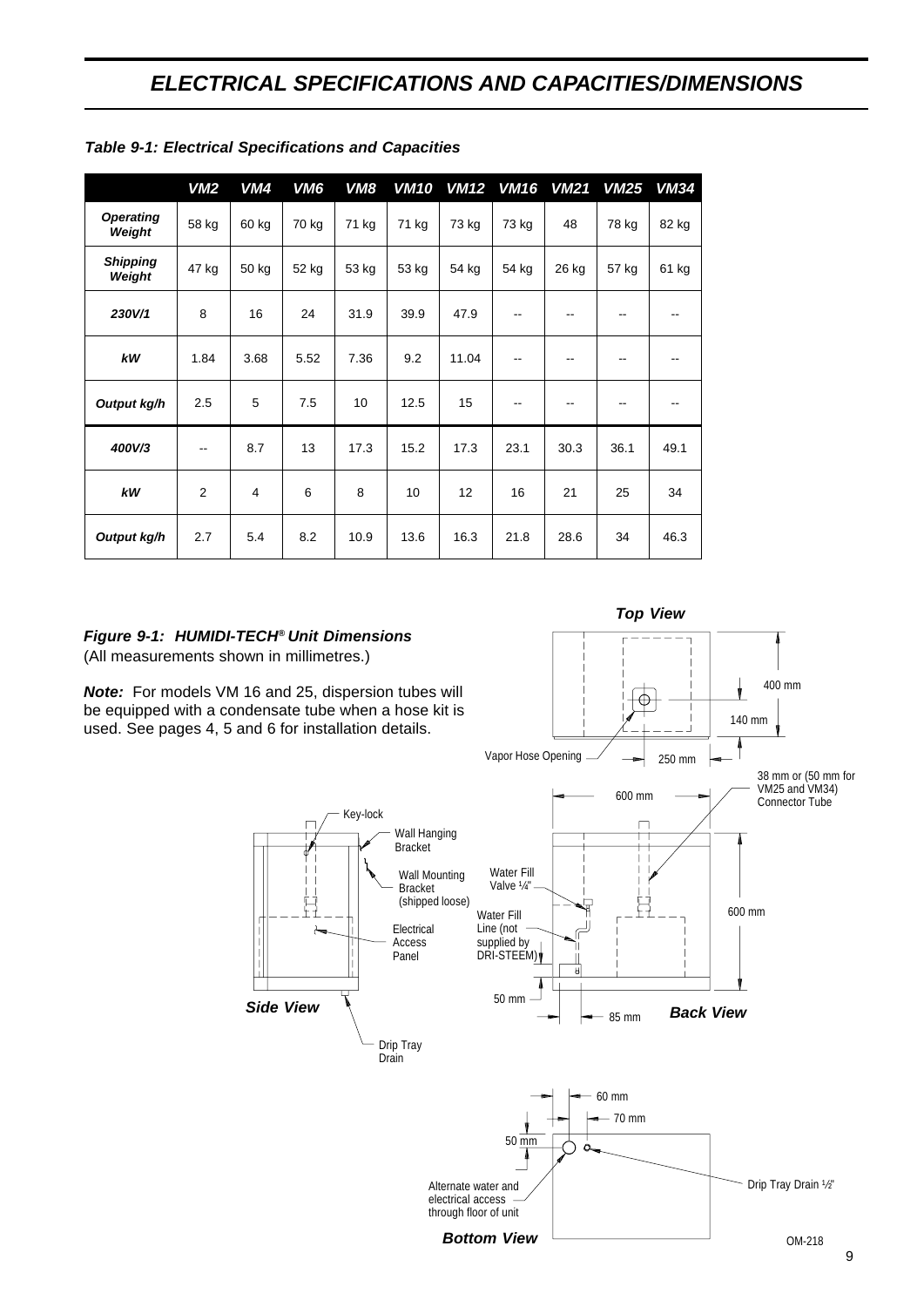# ELECTRICAL SPECIFICATIONS AND CAPACITIES/DIMENSIONS

***Table 9-1: Electrical Specifications and Capacities***

| | VM2 | VM4 | VM6 | VM8 | VM10 | VM12 | VM16 | VM21 | VM25 | VM34 |
|---|---|---|---|---|---|---|---|---|---|---|
| ***Operating Weight*** | 58 kg | 60 kg | 70 kg | 71 kg | 71 kg | 73 kg | 73 kg | 48 | 78 kg | 82 kg |
| ***Shipping Weight*** | 47 kg | 50 kg | 52 kg | 53 kg | 53 kg | 54 kg | 54 kg | 26 kg | 57 kg | 61 kg |
| ***230V/1*** | 8 | 16 | 24 | 31.9 | 39.9 | 47.9 | -- | -- | -- | -- |
| ***kW*** | 1.84 | 3.68 | 5.52 | 7.36 | 9.2 | 11.04 | -- | -- | -- | -- |
| ***Output kg/h*** | 2.5 | 5 | 7.5 | 10 | 12.5 | 15 | -- | -- | -- | -- |
| ***400V/3*** | -- | 8.7 | 13 | 17.3 | 15.2 | 17.3 | 23.1 | 30.3 | 36.1 | 49.1 |
| ***kW*** | 2 | 4 | 6 | 8 | 10 | 12 | 16 | 21 | 25 | 34 |
| ***Output kg/h*** | 2.7 | 5.4 | 8.2 | 10.9 | 13.6 | 16.3 | 21.8 | 28.6 | 34 | 46.3 |

***Figure 9-1: HUMIDI-TECH® Unit Dimensions***
(All measurements shown in millimetres.)

***Note:*** For models VM 16 and 25, dispersion tubes will be equipped with a condensate tube when a hose kit is used. See pages 4, 5 and 6 for installation details.

***Top View***: Vapor Hose Opening; 400 mm; 140 mm; 250 mm

***Back View***: 600 mm; 600 mm; 38 mm or (50 mm for VM25 and VM34) Connector Tube; Water Fill Valve ¼"; Water Fill Line (not supplied by DRI-STEEM); 50 mm; 85 mm

***Side View***: Key-lock; Wall Hanging Bracket; Wall Mounting Bracket (shipped loose); Electrical Access Panel; Drip Tray Drain

***Bottom View***: 60 mm; 70 mm; 50 mm; Alternate water and electrical access through floor of unit; Drip Tray Drain ½"

OM-218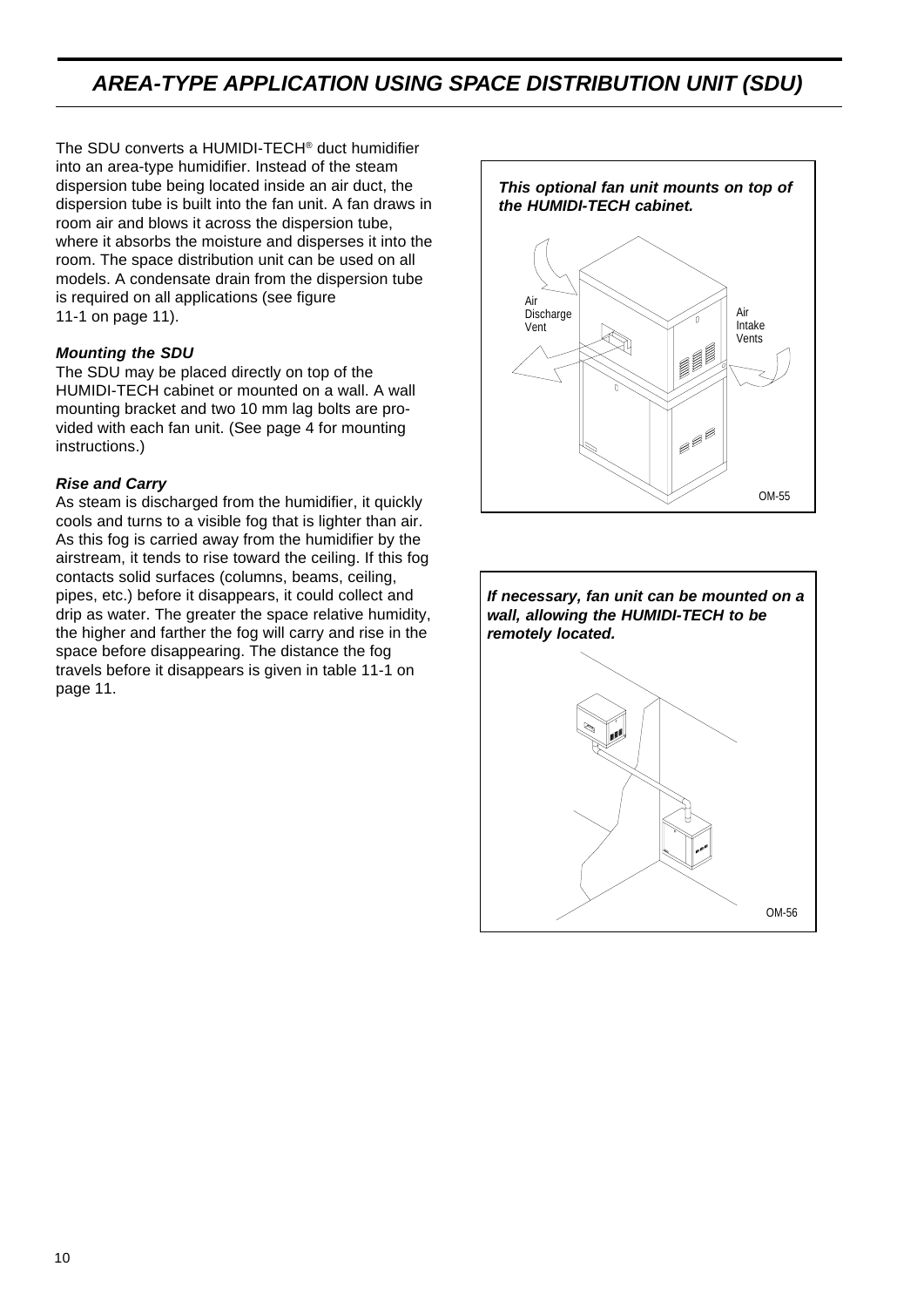# AREA-TYPE APPLICATION USING SPACE DISTRIBUTION UNIT (SDU)

The SDU converts a HUMIDI-TECH® duct humidifier into an area-type humidifier. Instead of the steam dispersion tube being located inside an air duct, the dispersion tube is built into the fan unit. A fan draws in room air and blows it across the dispersion tube, where it absorbs the moisture and disperses it into the room. The space distribution unit can be used on all models. A condensate drain from the dispersion tube is required on all applications (see figure 11-1 on page 11).

***Mounting the SDU***

The SDU may be placed directly on top of the HUMIDI-TECH cabinet or mounted on a wall. A wall mounting bracket and two 10 mm lag bolts are provided with each fan unit. (See page 4 for mounting instructions.)

***Rise and Carry***

As steam is discharged from the humidifier, it quickly cools and turns to a visible fog that is lighter than air. As this fog is carried away from the humidifier by the airstream, it tends to rise toward the ceiling. If this fog contacts solid surfaces (columns, beams, ceiling, pipes, etc.) before it disappears, it could collect and drip as water. The greater the space relative humidity, the higher and farther the fog will carry and rise in the space before disappearing. The distance the fog travels before it disappears is given in table 11-1 on page 11.

***This optional fan unit mounts on top of the HUMIDI-TECH cabinet.***

Air Discharge Vent

Air Intake Vents

OM-55

***If necessary, fan unit can be mounted on a wall, allowing the HUMIDI-TECH to be remotely located.***

OM-56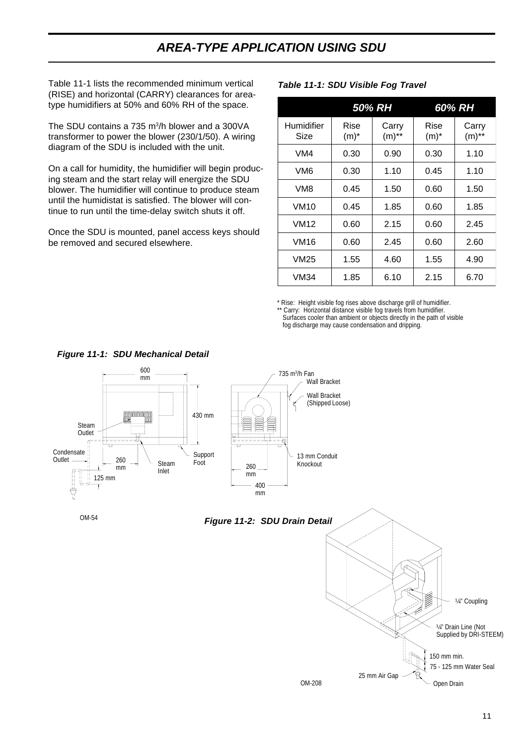# AREA-TYPE APPLICATION USING SDU

Table 11-1 lists the recommended minimum vertical (RISE) and horizontal (CARRY) clearances for area-type humidifiers at 50% and 60% RH of the space.

The SDU contains a 735 m³/h blower and a 300VA transformer to power the blower (230/1/50). A wiring diagram of the SDU is included with the unit.

On a call for humidity, the humidifier will begin producing steam and the start relay will energize the SDU blower. The humidifier will continue to produce steam until the humidistat is satisfied. The blower will continue to run until the time-delay switch shuts it off.

Once the SDU is mounted, panel access keys should be removed and secured elsewhere.

***Table 11-1: SDU Visible Fog Travel***

| | 50% RH | | 60% RH | |
|---|---|---|---|---|
| Humidifier Size | Rise (m)* | Carry (m)** | Rise (m)* | Carry (m)** |
| VM4 | 0.30 | 0.90 | 0.30 | 1.10 |
| VM6 | 0.30 | 1.10 | 0.45 | 1.10 |
| VM8 | 0.45 | 1.50 | 0.60 | 1.50 |
| VM10 | 0.45 | 1.85 | 0.60 | 1.85 |
| VM12 | 0.60 | 2.15 | 0.60 | 2.45 |
| VM16 | 0.60 | 2.45 | 0.60 | 2.60 |
| VM25 | 1.55 | 4.60 | 1.55 | 4.90 |
| VM34 | 1.85 | 6.10 | 2.15 | 6.70 |

\* Rise: Height visible fog rises above discharge grill of humidifier.
** Carry: Horizontal distance visible fog travels from humidifier.
Surfaces cooler than ambient or objects directly in the path of visible fog discharge may cause condensation and dripping.

***Figure 11-1: SDU Mechanical Detail***

600 mm, 430 mm, Steam Outlet, Condensate Outlet, 260 mm, 125 mm, Steam Inlet, Support Foot, 735 m³/h Fan, Wall Bracket, Wall Bracket (Shipped Loose), 13 mm Conduit Knockout, 260 mm, 400 mm

OM-54

***Figure 11-2: SDU Drain Detail***

¼" Coupling, ¼" Drain Line (Not Supplied by DRI-STEEM), 150 mm min., 75 - 125 mm Water Seal, 25 mm Air Gap, Open Drain

OM-208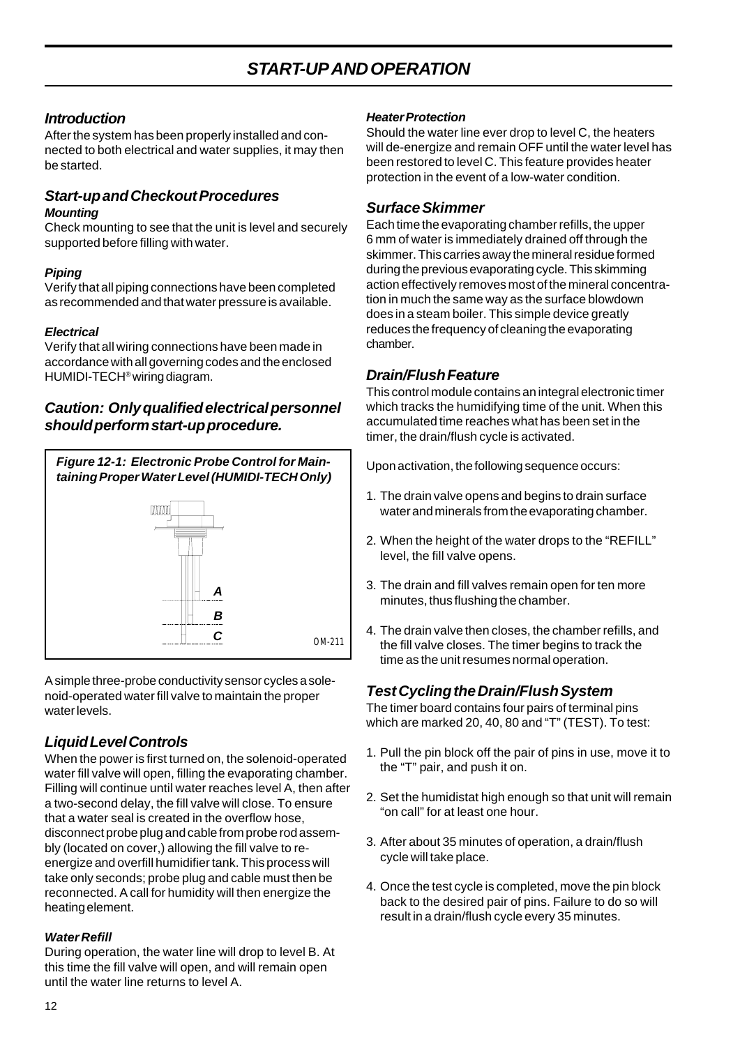# START-UP AND OPERATION

## Introduction

After the system has been properly installed and connected to both electrical and water supplies, it may then be started.

## Start-up and Checkout Procedures

### Mounting

Check mounting to see that the unit is level and securely supported before filling with water.

### Piping

Verify that all piping connections have been completed as recommended and that water pressure is available.

### Electrical

Verify that all wiring connections have been made in accordance with all governing codes and the enclosed HUMIDI-TECH® wiring diagram.

## *Caution: Only qualified electrical personnel should perform start-up procedure.*

***Figure 12-1: Electronic Probe Control for Maintaining Proper Water Level (HUMIDI-TECH Only)***

A

B

C

OM-211

A simple three-probe conductivity sensor cycles a solenoid-operated water fill valve to maintain the proper water levels.

## Liquid Level Controls

When the power is first turned on, the solenoid-operated water fill valve will open, filling the evaporating chamber. Filling will continue until water reaches level A, then after a two-second delay, the fill valve will close. To ensure that a water seal is created in the overflow hose, disconnect probe plug and cable from probe rod assembly (located on cover,) allowing the fill valve to re-energize and overfill humidifier tank. This process will take only seconds; probe plug and cable must then be reconnected. A call for humidity will then energize the heating element.

### Water Refill

During operation, the water line will drop to level B. At this time the fill valve will open, and will remain open until the water line returns to level A.

### Heater Protection

Should the water line ever drop to level C, the heaters will de-energize and remain OFF until the water level has been restored to level C. This feature provides heater protection in the event of a low-water condition.

## Surface Skimmer

Each time the evaporating chamber refills, the upper 6 mm of water is immediately drained off through the skimmer. This carries away the mineral residue formed during the previous evaporating cycle. This skimming action effectively removes most of the mineral concentration in much the same way as the surface blowdown does in a steam boiler. This simple device greatly reduces the frequency of cleaning the evaporating chamber.

## Drain/Flush Feature

This control module contains an integral electronic timer which tracks the humidifying time of the unit. When this accumulated time reaches what has been set in the timer, the drain/flush cycle is activated.

Upon activation, the following sequence occurs:

1. The drain valve opens and begins to drain surface water and minerals from the evaporating chamber.
2. When the height of the water drops to the "REFILL" level, the fill valve opens.
3. The drain and fill valves remain open for ten more minutes, thus flushing the chamber.
4. The drain valve then closes, the chamber refills, and the fill valve closes. The timer begins to track the time as the unit resumes normal operation.

## Test Cycling the Drain/Flush System

The timer board contains four pairs of terminal pins which are marked 20, 40, 80 and "T" (TEST). To test:

1. Pull the pin block off the pair of pins in use, move it to the "T" pair, and push it on.
2. Set the humidistat high enough so that unit will remain "on call" for at least one hour.
3. After about 35 minutes of operation, a drain/flush cycle will take place.
4. Once the test cycle is completed, move the pin block back to the desired pair of pins. Failure to do so will result in a drain/flush cycle every 35 minutes.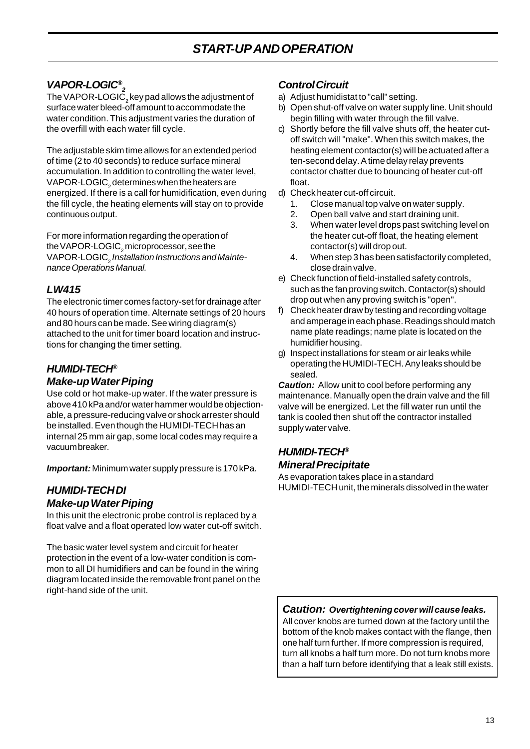# START-UP AND OPERATION

### *VAPOR-LOGIC®$_2$*

The VAPOR-LOGIC$_2$ key pad allows the adjustment of surface water bleed-off amount to accommodate the water condition. This adjustment varies the duration of the overfill with each water fill cycle.

The adjustable skim time allows for an extended period of time (2 to 40 seconds) to reduce surface mineral accumulation. In addition to controlling the water level, VAPOR-LOGIC$_2$ determines when the heaters are energized. If there is a call for humidification, even during the fill cycle, the heating elements will stay on to provide continuous output.

For more information regarding the operation of the VAPOR-LOGIC$_2$ microprocessor, see the VAPOR-LOGIC$_2$ *Installation Instructions and Maintenance Operations Manual.*

### *LW415*

The electronic timer comes factory-set for drainage after 40 hours of operation time. Alternate settings of 20 hours and 80 hours can be made. See wiring diagram(s) attached to the unit for timer board location and instructions for changing the timer setting.

### *HUMIDI-TECH®*
### *Make-up Water Piping*

Use cold or hot make-up water. If the water pressure is above 410 kPa and/or water hammer would be objectionable, a pressure-reducing valve or shock arrester should be installed. Even though the HUMIDI-TECH has an internal 25 mm air gap, some local codes may require a vacuum breaker.

***Important:*** Minimum water supply pressure is 170 kPa.

### *HUMIDI-TECH DI*
### *Make-up Water Piping*

In this unit the electronic probe control is replaced by a float valve and a float operated low water cut-off switch.

The basic water level system and circuit for heater protection in the event of a low-water condition is common to all DI humidifiers and can be found in the wiring diagram located inside the removable front panel on the right-hand side of the unit.

### *Control Circuit*

a) Adjust humidistat to "call" setting.
b) Open shut-off valve on water supply line. Unit should begin filling with water through the fill valve.
c) Shortly before the fill valve shuts off, the heater cut-off switch will "make". When this switch makes, the heating element contactor(s) will be actuated after a ten-second delay. A time delay relay prevents contactor chatter due to bouncing of heater cut-off float.
d) Check heater cut-off circuit.
    1. Close manual top valve on water supply.
    2. Open ball valve and start draining unit.
    3. When water level drops past switching level on the heater cut-off float, the heating element contactor(s) will drop out.
    4. When step 3 has been satisfactorily completed, close drain valve.
e) Check function of field-installed safety controls, such as the fan proving switch. Contactor(s) should drop out when any proving switch is "open".
f) Check heater draw by testing and recording voltage and amperage in each phase. Readings should match name plate readings; name plate is located on the humidifier housing.
g) Inspect installations for steam or air leaks while operating the HUMIDI-TECH. Any leaks should be sealed.

***Caution:*** Allow unit to cool before performing any maintenance. Manually open the drain valve and the fill valve will be energized. Let the fill water run until the tank is cooled then shut off the contractor installed supply water valve.

### *HUMIDI-TECH®*
### *Mineral Precipitate*

As evaporation takes place in a standard HUMIDI-TECH unit, the minerals dissolved in the water

***Caution:*** ***Overtightening cover will cause leaks.***
All cover knobs are turned down at the factory until the bottom of the knob makes contact with the flange, then one half turn further. If more compression is required, turn all knobs a half turn more. Do not turn knobs more than a half turn before identifying that a leak still exists.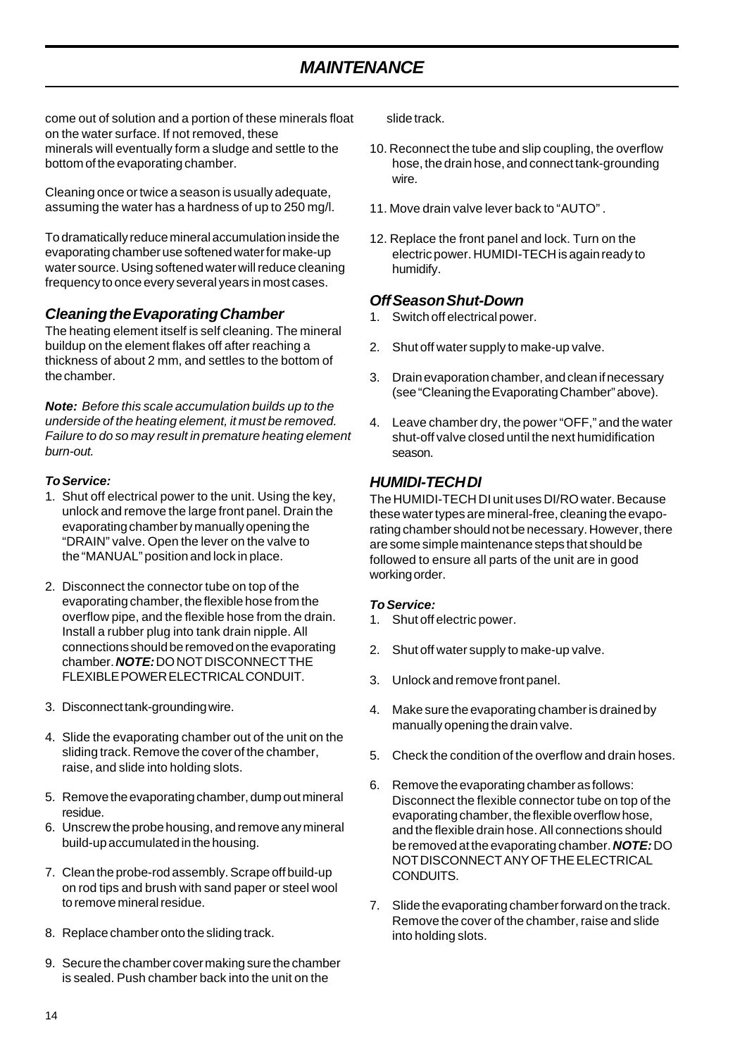# MAINTENANCE

come out of solution and a portion of these minerals float on the water surface. If not removed, these minerals will eventually form a sludge and settle to the bottom of the evaporating chamber.

Cleaning once or twice a season is usually adequate, assuming the water has a hardness of up to 250 mg/l.

To dramatically reduce mineral accumulation inside the evaporating chamber use softened water for make-up water source. Using softened water will reduce cleaning frequency to once every several years in most cases.

## *Cleaning the Evaporating Chamber*

The heating element itself is self cleaning. The mineral buildup on the element flakes off after reaching a thickness of about 2 mm, and settles to the bottom of the chamber.

***Note:*** *Before this scale accumulation builds up to the underside of the heating element, it must be removed. Failure to do so may result in premature heating element burn-out.*

***To Service:***

1. Shut off electrical power to the unit. Using the key, unlock and remove the large front panel. Drain the evaporating chamber by manually opening the "DRAIN" valve. Open the lever on the valve to the "MANUAL" position and lock in place.
2. Disconnect the connector tube on top of the evaporating chamber, the flexible hose from the overflow pipe, and the flexible hose from the drain. Install a rubber plug into tank drain nipple. All connections should be removed on the evaporating chamber. ***NOTE:*** DO NOT DISCONNECT THE FLEXIBLE POWER ELECTRICAL CONDUIT.
3. Disconnect tank-grounding wire.
4. Slide the evaporating chamber out of the unit on the sliding track. Remove the cover of the chamber, raise, and slide into holding slots.
5. Remove the evaporating chamber, dump out mineral residue.
6. Unscrew the probe housing, and remove any mineral build-up accumulated in the housing.
7. Clean the probe-rod assembly. Scrape off build-up on rod tips and brush with sand paper or steel wool to remove mineral residue.
8. Replace chamber onto the sliding track.
9. Secure the chamber cover making sure the chamber is sealed. Push chamber back into the unit on the slide track.
10. Reconnect the tube and slip coupling, the overflow hose, the drain hose, and connect tank-grounding wire.
11. Move drain valve lever back to "AUTO" .
12. Replace the front panel and lock. Turn on the electric power. HUMIDI-TECH is again ready to humidify.

## *Off Season Shut-Down*

1. Switch off electrical power.
2. Shut off water supply to make-up valve.
3. Drain evaporation chamber, and clean if necessary (see "Cleaning the Evaporating Chamber" above).
4. Leave chamber dry, the power "OFF," and the water shut-off valve closed until the next humidification season.

## *HUMIDI-TECH DI*

The HUMIDI-TECH DI unit uses DI/RO water. Because these water types are mineral-free, cleaning the evaporating chamber should not be necessary. However, there are some simple maintenance steps that should be followed to ensure all parts of the unit are in good working order.

***To Service:***

1. Shut off electric power.
2. Shut off water supply to make-up valve.
3. Unlock and remove front panel.
4. Make sure the evaporating chamber is drained by manually opening the drain valve.
5. Check the condition of the overflow and drain hoses.
6. Remove the evaporating chamber as follows: Disconnect the flexible connector tube on top of the evaporating chamber, the flexible overflow hose, and the flexible drain hose. All connections should be removed at the evaporating chamber. ***NOTE:*** DO NOT DISCONNECT ANY OF THE ELECTRICAL CONDUITS.
7. Slide the evaporating chamber forward on the track. Remove the cover of the chamber, raise and slide into holding slots.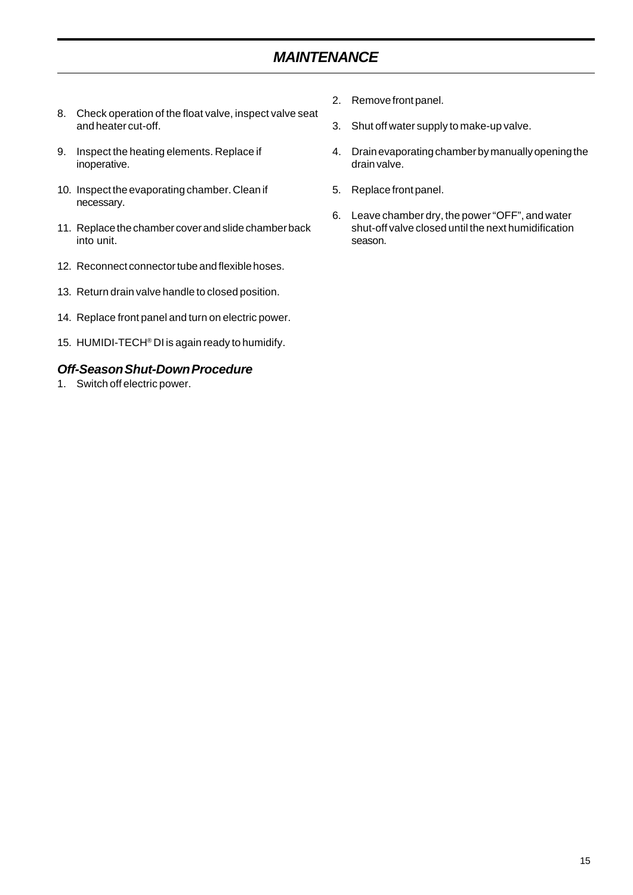## MAINTENANCE

8. Check operation of the float valve, inspect valve seat and heater cut-off.
9. Inspect the heating elements. Replace if inoperative.
10. Inspect the evaporating chamber. Clean if necessary.
11. Replace the chamber cover and slide chamber back into unit.
12. Reconnect connector tube and flexible hoses.
13. Return drain valve handle to closed position.
14. Replace front panel and turn on electric power.
15. HUMIDI-TECH® DI is again ready to humidify.

### *Off-Season Shut-Down Procedure*

1. Switch off electric power.
2. Remove front panel.
3. Shut off water supply to make-up valve.
4. Drain evaporating chamber by manually opening the drain valve.
5. Replace front panel.
6. Leave chamber dry, the power "OFF", and water shut-off valve closed until the next humidification season.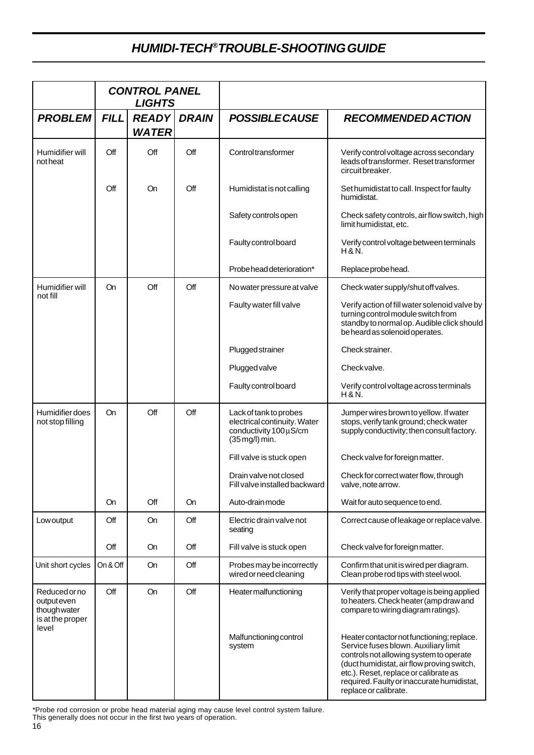## HUMIDI-TECH® TROUBLE-SHOOTING GUIDE

| | CONTROL PANEL LIGHTS | | | | |
|---|---|---|---|---|---|
| **PROBLEM** | **FILL** | **READY WATER** | **DRAIN** | **POSSIBLE CAUSE** | **RECOMMENDED ACTION** |
| Humidifier will not heat | Off | Off | Off | Control transformer | Verify control voltage across secondary leads of transformer. Reset transformer circuit breaker. |
| | Off | On | Off | Humidistat is not calling | Set humidistat to call. Inspect for faulty humidistat. |
| | | | | Safety controls open | Check safety controls, air flow switch, high limit humidistat, etc. |
| | | | | Faulty control board | Verify control voltage between terminals H & N. |
| | | | | Probe head deterioration* | Replace probe head. |
| Humidifier will not fill | On | Off | Off | No water pressure at valve | Check water supply/shut off valves. |
| | | | | Faulty water fill valve | Verify action of fill water solenoid valve by turning control module switch from standby to normal op. Audible click should be heard as solenoid operates. |
| | | | | Plugged strainer | Check strainer. |
| | | | | Plugged valve | Check valve. |
| | | | | Faulty control board | Verify control voltage across terminals H & N. |
| Humidifier does not stop filling | On | Off | Off | Lack of tank to probes electrical continuity. Water conductivity 100 $\mu$S/cm (35 mg/l) min. | Jumper wires brown to yellow. If water stops, verify tank ground; check water supply conductivity; then consult factory. |
| | | | | Fill valve is stuck open | Check valve for foreign matter. |
| | | | | Drain valve not closed Fill valve installed backward | Check for correct water flow, through valve, note arrow. |
| | On | Off | On | Auto-drain mode | Wait for auto sequence to end. |
| Low output | Off | On | Off | Electric drain valve not seating | Correct cause of leakage or replace valve. |
| | Off | On | Off | Fill valve is stuck open | Check valve for foreign matter. |
| Unit short cycles | On & Off | On | Off | Probes may be incorrectly wired or need cleaning | Confirm that unit is wired per diagram. Clean probe rod tips with steel wool. |
| Reduced or no output even though water is at the proper level | Off | On | Off | Heater malfunctioning | Verify that proper voltage is being applied to heaters. Check heater (amp draw and compare to wiring diagram ratings). |
| | | | | Malfunctioning control system | Heater contactor not functioning; replace. Service fuses blown. Auxiliary limit controls not allowing system to operate (duct humidistat, air flow proving switch, etc.). Reset, replace or calibrate as required. Faulty or inaccurate humidistat, replace or calibrate. |

*Probe rod corrosion or probe head material aging may cause level control system failure. This generally does not occur in the first two years of operation.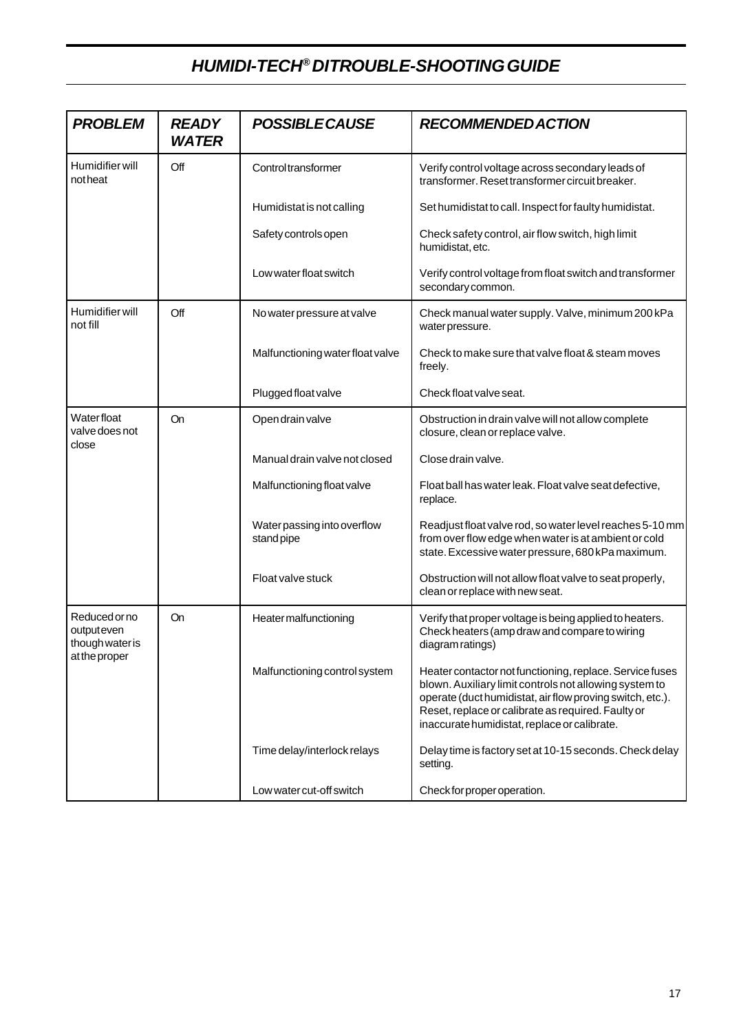# HUMIDI-TECH® DI TROUBLE-SHOOTING GUIDE

| *PROBLEM* | *READY WATER* | *POSSIBLE CAUSE* | *RECOMMENDED ACTION* |
|---|---|---|---|
| Humidifier will not heat | Off | Control transformer | Verify control voltage across secondary leads of transformer. Reset transformer circuit breaker. |
| | | Humidistat is not calling | Set humidistat to call. Inspect for faulty humidistat. |
| | | Safety controls open | Check safety control, air flow switch, high limit humidistat, etc. |
| | | Low water float switch | Verify control voltage from float switch and transformer secondary common. |
| Humidifier will not fill | Off | No water pressure at valve | Check manual water supply. Valve, minimum 200 kPa water pressure. |
| | | Malfunctioning water float valve | Check to make sure that valve float & steam moves freely. |
| | | Plugged float valve | Check float valve seat. |
| Water float valve does not close | On | Open drain valve | Obstruction in drain valve will not allow complete closure, clean or replace valve. |
| | | Manual drain valve not closed | Close drain valve. |
| | | Malfunctioning float valve | Float ball has water leak. Float valve seat defective, replace. |
| | | Water passing into overflow stand pipe | Readjust float valve rod, so water level reaches 5-10 mm from over flow edge when water is at ambient or cold state. Excessive water pressure, 680 kPa maximum. |
| | | Float valve stuck | Obstruction will not allow float valve to seat properly, clean or replace with new seat. |
| Reduced or no output even though water is at the proper | On | Heater malfunctioning | Verify that proper voltage is being applied to heaters. Check heaters (amp draw and compare to wiring diagram ratings) |
| | | Malfunctioning control system | Heater contactor not functioning, replace. Service fuses blown. Auxiliary limit controls not allowing system to operate (duct humidistat, air flow proving switch, etc.). Reset, replace or calibrate as required. Faulty or inaccurate humidistat, replace or calibrate. |
| | | Time delay/interlock relays | Delay time is factory set at 10-15 seconds. Check delay setting. |
| | | Low water cut-off switch | Check for proper operation. |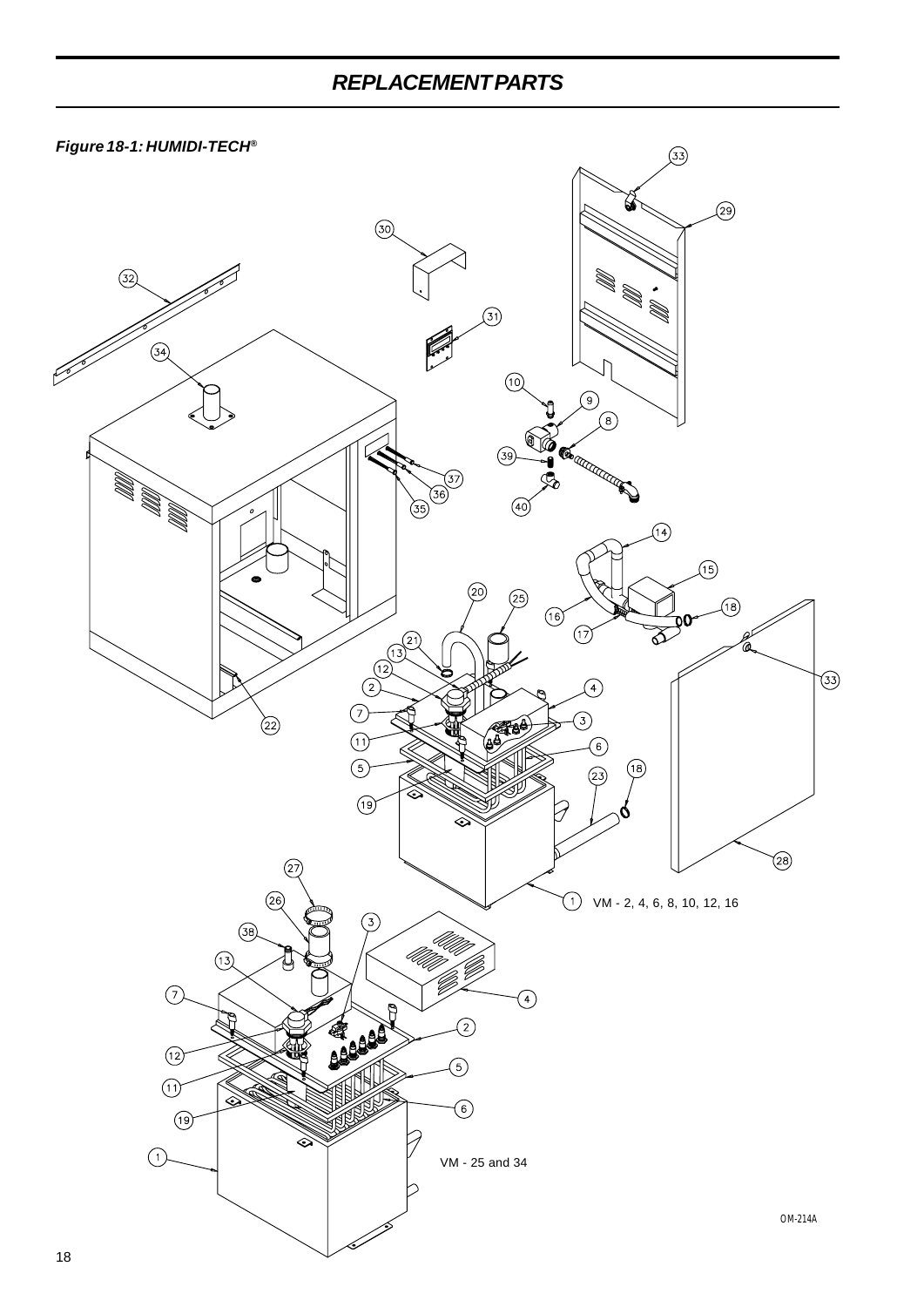# REPLACEMENT PARTS

*Figure 18-1: HUMIDI-TECH®*

VM - 2, 4, 6, 8, 10, 12, 16

VM - 25 and 34

OM-214A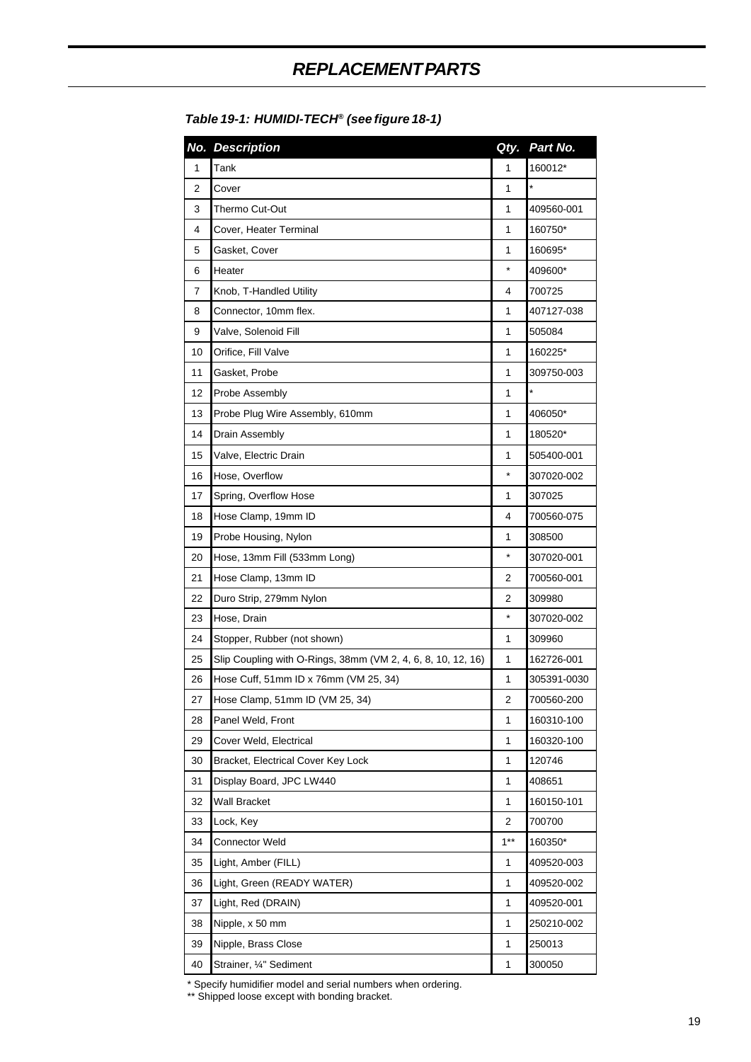# REPLACEMENT PARTS

***Table 19-1: HUMIDI-TECH® (see figure 18-1)***

| No. | Description | Qty. | Part No. |
|---|---|---|---|
| 1 | Tank | 1 | 160012* |
| 2 | Cover | 1 | * |
| 3 | Thermo Cut-Out | 1 | 409560-001 |
| 4 | Cover, Heater Terminal | 1 | 160750* |
| 5 | Gasket, Cover | 1 | 160695* |
| 6 | Heater | * | 409600* |
| 7 | Knob, T-Handled Utility | 4 | 700725 |
| 8 | Connector, 10mm flex. | 1 | 407127-038 |
| 9 | Valve, Solenoid Fill | 1 | 505084 |
| 10 | Orifice, Fill Valve | 1 | 160225* |
| 11 | Gasket, Probe | 1 | 309750-003 |
| 12 | Probe Assembly | 1 | * |
| 13 | Probe Plug Wire Assembly, 610mm | 1 | 406050* |
| 14 | Drain Assembly | 1 | 180520* |
| 15 | Valve, Electric Drain | 1 | 505400-001 |
| 16 | Hose, Overflow | * | 307020-002 |
| 17 | Spring, Overflow Hose | 1 | 307025 |
| 18 | Hose Clamp, 19mm ID | 4 | 700560-075 |
| 19 | Probe Housing, Nylon | 1 | 308500 |
| 20 | Hose, 13mm Fill (533mm Long) | * | 307020-001 |
| 21 | Hose Clamp, 13mm ID | 2 | 700560-001 |
| 22 | Duro Strip, 279mm Nylon | 2 | 309980 |
| 23 | Hose, Drain | * | 307020-002 |
| 24 | Stopper, Rubber (not shown) | 1 | 309960 |
| 25 | Slip Coupling with O-Rings, 38mm (VM 2, 4, 6, 8, 10, 12, 16) | 1 | 162726-001 |
| 26 | Hose Cuff, 51mm ID x 76mm (VM 25, 34) | 1 | 305391-0030 |
| 27 | Hose Clamp, 51mm ID (VM 25, 34) | 2 | 700560-200 |
| 28 | Panel Weld, Front | 1 | 160310-100 |
| 29 | Cover Weld, Electrical | 1 | 160320-100 |
| 30 | Bracket, Electrical Cover Key Lock | 1 | 120746 |
| 31 | Display Board, JPC LW440 | 1 | 408651 |
| 32 | Wall Bracket | 1 | 160150-101 |
| 33 | Lock, Key | 2 | 700700 |
| 34 | Connector Weld | 1** | 160350* |
| 35 | Light, Amber (FILL) | 1 | 409520-003 |
| 36 | Light, Green (READY WATER) | 1 | 409520-002 |
| 37 | Light, Red (DRAIN) | 1 | 409520-001 |
| 38 | Nipple, x 50 mm | 1 | 250210-002 |
| 39 | Nipple, Brass Close | 1 | 250013 |
| 40 | Strainer, ¼" Sediment | 1 | 300050 |

\* Specify humidifier model and serial numbers when ordering.

\** Shipped loose except with bonding bracket.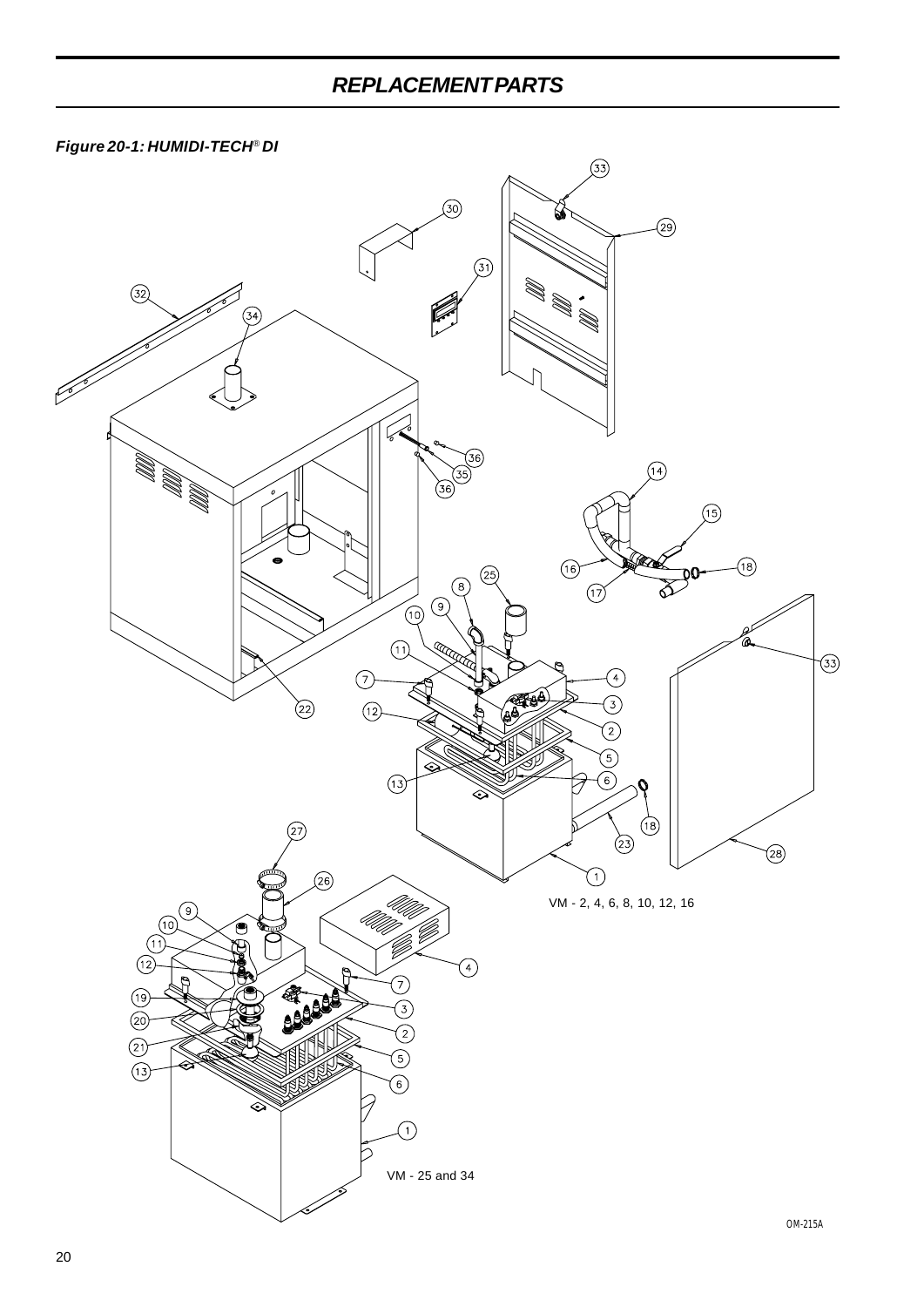# REPLACEMENT PARTS

***Figure 20-1: HUMIDI-TECH® DI***

VM - 2, 4, 6, 8, 10, 12, 16

VM - 25 and 34

OM-215A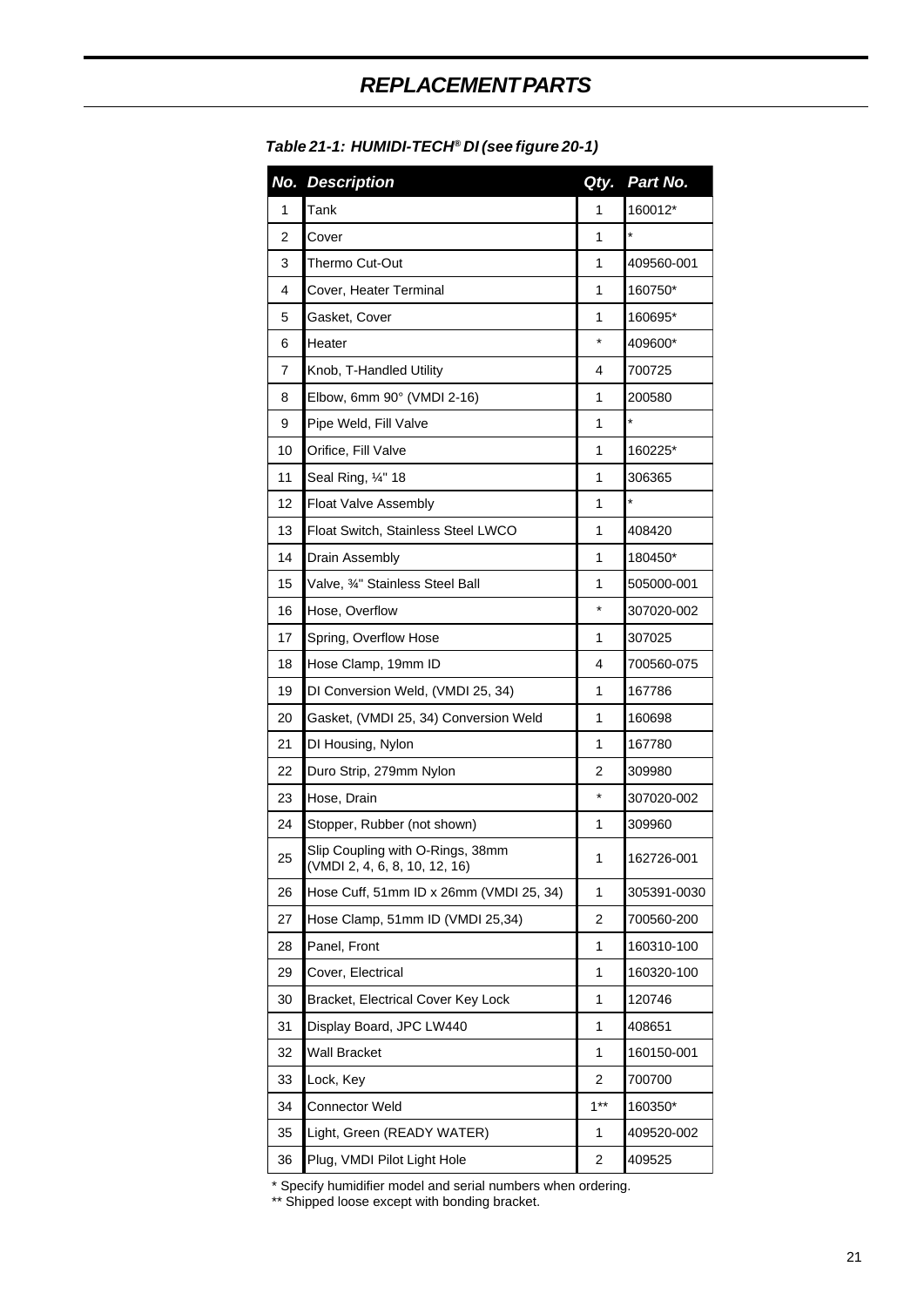# REPLACEMENT PARTS

*Table 21-1: HUMIDI-TECH® DI (see figure 20-1)*

| No. | Description | Qty. | Part No. |
|---|---|---|---|
| 1 | Tank | 1 | 160012* |
| 2 | Cover | 1 | * |
| 3 | Thermo Cut-Out | 1 | 409560-001 |
| 4 | Cover, Heater Terminal | 1 | 160750* |
| 5 | Gasket, Cover | 1 | 160695* |
| 6 | Heater | * | 409600* |
| 7 | Knob, T-Handled Utility | 4 | 700725 |
| 8 | Elbow, 6mm 90° (VMDI 2-16) | 1 | 200580 |
| 9 | Pipe Weld, Fill Valve | 1 | * |
| 10 | Orifice, Fill Valve | 1 | 160225* |
| 11 | Seal Ring, ¼" 18 | 1 | 306365 |
| 12 | Float Valve Assembly | 1 | * |
| 13 | Float Switch, Stainless Steel LWCO | 1 | 408420 |
| 14 | Drain Assembly | 1 | 180450* |
| 15 | Valve, ¾" Stainless Steel Ball | 1 | 505000-001 |
| 16 | Hose, Overflow | * | 307020-002 |
| 17 | Spring, Overflow Hose | 1 | 307025 |
| 18 | Hose Clamp, 19mm ID | 4 | 700560-075 |
| 19 | DI Conversion Weld, (VMDI 25, 34) | 1 | 167786 |
| 20 | Gasket, (VMDI 25, 34) Conversion Weld | 1 | 160698 |
| 21 | DI Housing, Nylon | 1 | 167780 |
| 22 | Duro Strip, 279mm Nylon | 2 | 309980 |
| 23 | Hose, Drain | * | 307020-002 |
| 24 | Stopper, Rubber (not shown) | 1 | 309960 |
| 25 | Slip Coupling with O-Rings, 38mm (VMDI 2, 4, 6, 8, 10, 12, 16) | 1 | 162726-001 |
| 26 | Hose Cuff, 51mm ID x 26mm (VMDI 25, 34) | 1 | 305391-0030 |
| 27 | Hose Clamp, 51mm ID (VMDI 25,34) | 2 | 700560-200 |
| 28 | Panel, Front | 1 | 160310-100 |
| 29 | Cover, Electrical | 1 | 160320-100 |
| 30 | Bracket, Electrical Cover Key Lock | 1 | 120746 |
| 31 | Display Board, JPC LW440 | 1 | 408651 |
| 32 | Wall Bracket | 1 | 160150-001 |
| 33 | Lock, Key | 2 | 700700 |
| 34 | Connector Weld | 1** | 160350* |
| 35 | Light, Green (READY WATER) | 1 | 409520-002 |
| 36 | Plug, VMDI Pilot Light Hole | 2 | 409525 |

\* Specify humidifier model and serial numbers when ordering.

\*\* Shipped loose except with bonding bracket.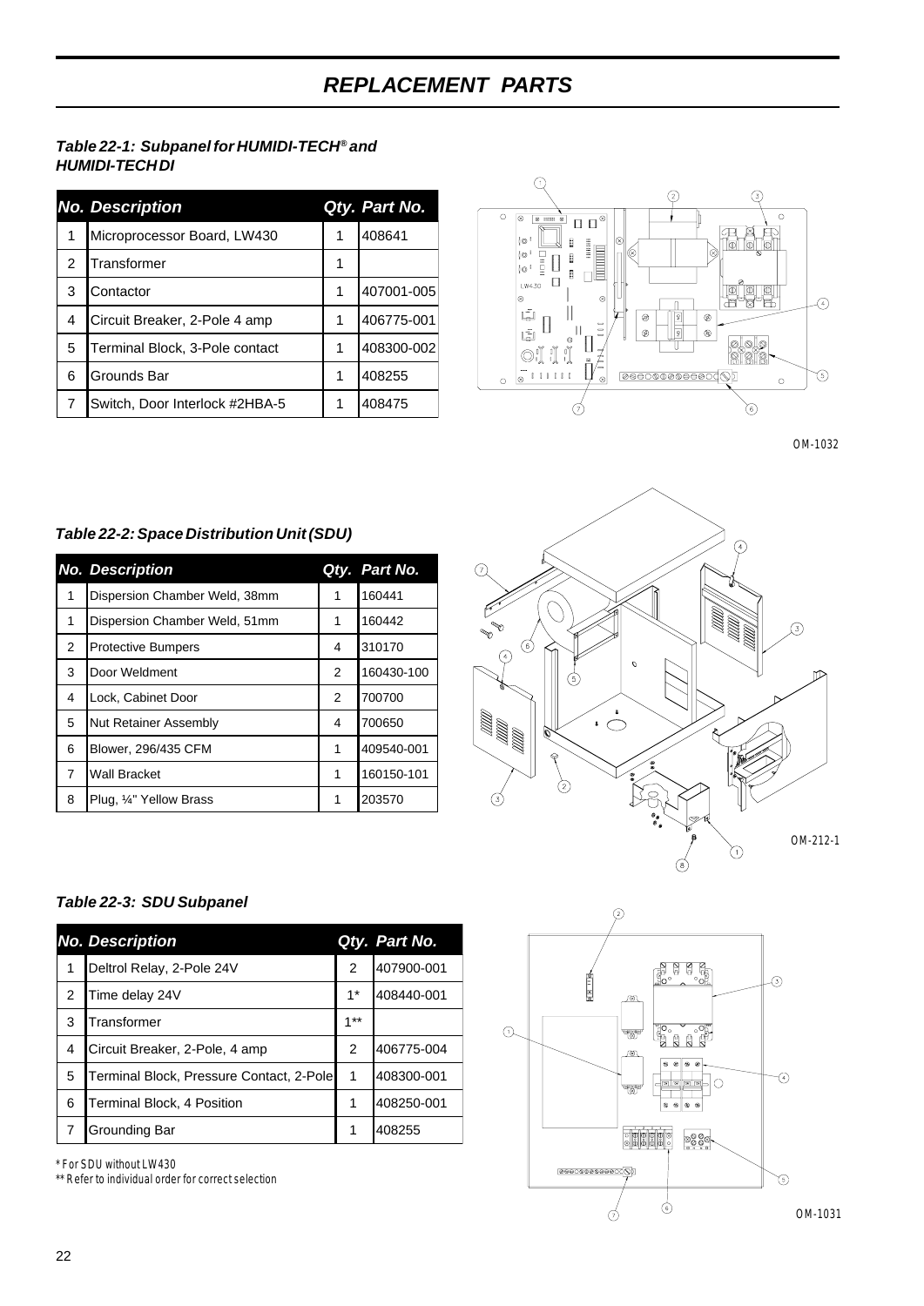# REPLACEMENT PARTS

***Table 22-1: Subpanel for HUMIDI-TECH® and HUMIDI-TECH DI***

| No. | Description | Qty. | Part No. |
|---|---|---|---|
| 1 | Microprocessor Board, LW430 | 1 | 408641 |
| 2 | Transformer | 1 | |
| 3 | Contactor | 1 | 407001-005 |
| 4 | Circuit Breaker, 2-Pole 4 amp | 1 | 406775-001 |
| 5 | Terminal Block, 3-Pole contact | 1 | 408300-002 |
| 6 | Grounds Bar | 1 | 408255 |
| 7 | Switch, Door Interlock #2HBA-5 | 1 | 408475 |

OM-1032

***Table 22-2: Space Distribution Unit (SDU)***

| No. | Description | Qty. | Part No. |
|---|---|---|---|
| 1 | Dispersion Chamber Weld, 38mm | 1 | 160441 |
| 1 | Dispersion Chamber Weld, 51mm | 1 | 160442 |
| 2 | Protective Bumpers | 4 | 310170 |
| 3 | Door Weldment | 2 | 160430-100 |
| 4 | Lock, Cabinet Door | 2 | 700700 |
| 5 | Nut Retainer Assembly | 4 | 700650 |
| 6 | Blower, 296/435 CFM | 1 | 409540-001 |
| 7 | Wall Bracket | 1 | 160150-101 |
| 8 | Plug, ¼" Yellow Brass | 1 | 203570 |

OM-212-1

***Table 22-3: SDU Subpanel***

| No. | Description | Qty. | Part No. |
|---|---|---|---|
| 1 | Deltrol Relay, 2-Pole 24V | 2 | 407900-001 |
| 2 | Time delay 24V | 1* | 408440-001 |
| 3 | Transformer | 1** | |
| 4 | Circuit Breaker, 2-Pole, 4 amp | 2 | 406775-004 |
| 5 | Terminal Block, Pressure Contact, 2-Pole | 1 | 408300-001 |
| 6 | Terminal Block, 4 Position | 1 | 408250-001 |
| 7 | Grounding Bar | 1 | 408255 |

\* For SDU without LW430

** Refer to individual order for correct selection

OM-1031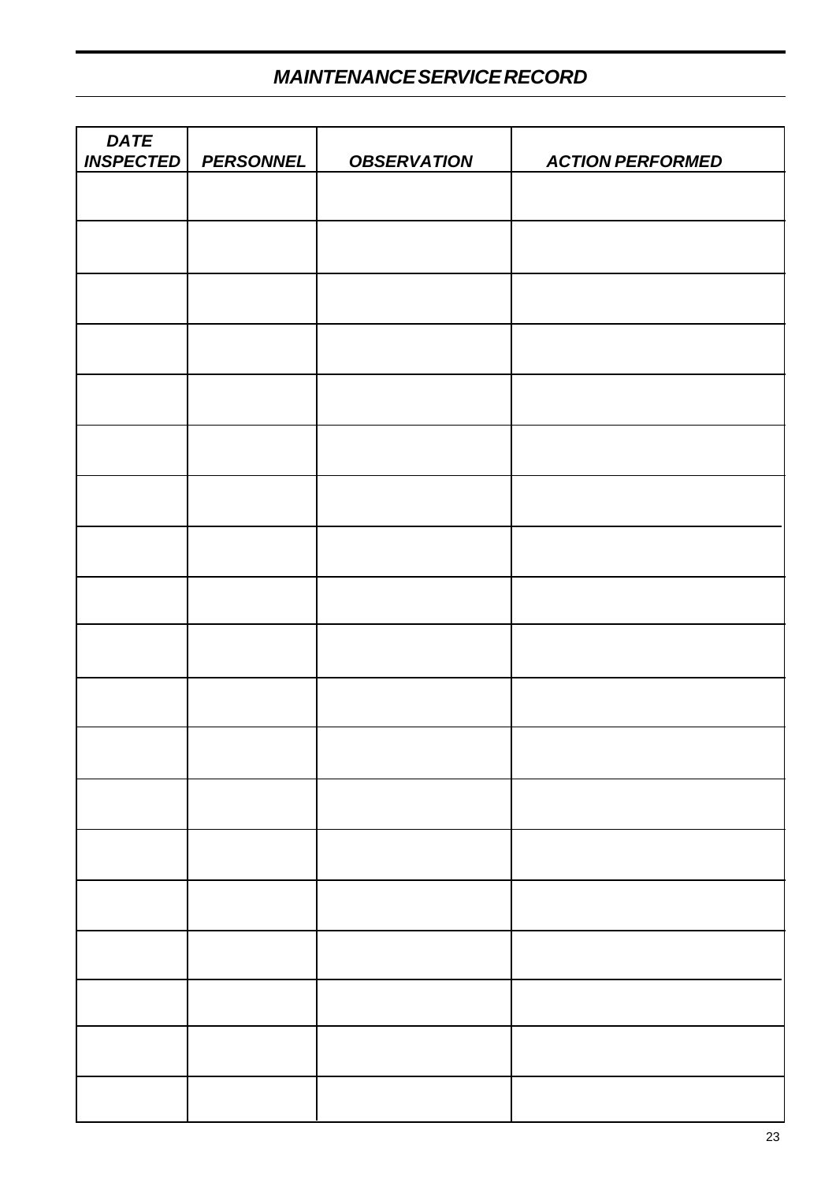## *MAINTENANCE SERVICE RECORD*

| *DATE INSPECTED* | *PERSONNEL* | *OBSERVATION* | *ACTION PERFORMED* |
|---|---|---|---|
| | | | |
| | | | |
| | | | |
| | | | |
| | | | |
| | | | |
| | | | |
| | | | |
| | | | |
| | | | |
| | | | |
| | | | |
| | | | |
| | | | |
| | | | |
| | | | |
| | | | |
| | | | |
| | | | |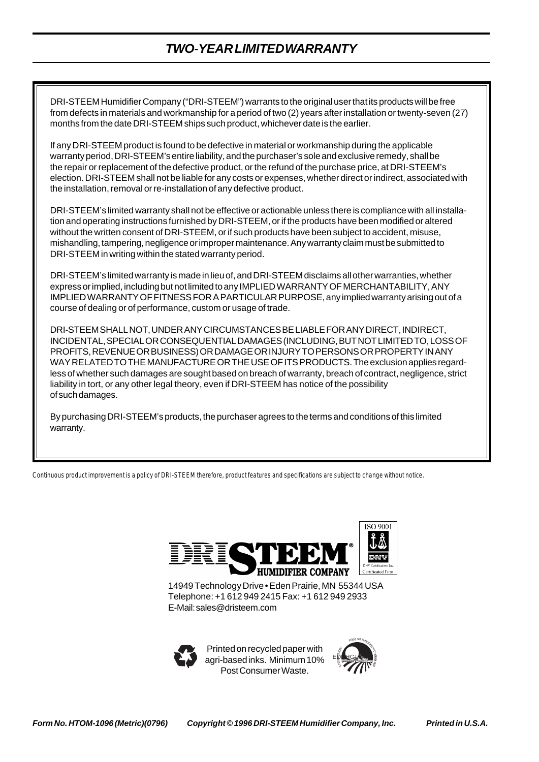## *TWO-YEAR LIMITED WARRANTY*

DRI-STEEM Humidifier Company ("DRI-STEEM") warrants to the original user that its products will be free from defects in materials and workmanship for a period of two (2) years after installation or twenty-seven (27) months from the date DRI-STEEM ships such product, whichever date is the earlier.

If any DRI-STEEM product is found to be defective in material or workmanship during the applicable warranty period, DRI-STEEM's entire liability, and the purchaser's sole and exclusive remedy, shall be the repair or replacement of the defective product, or the refund of the purchase price, at DRI-STEEM's election. DRI-STEEM shall not be liable for any costs or expenses, whether direct or indirect, associated with the installation, removal or re-installation of any defective product.

DRI-STEEM's limited warranty shall not be effective or actionable unless there is compliance with all installation and operating instructions furnished by DRI-STEEM, or if the products have been modified or altered without the written consent of DRI-STEEM, or if such products have been subject to accident, misuse, mishandling, tampering, negligence or improper maintenance. Any warranty claim must be submitted to DRI-STEEM in writing within the stated warranty period.

DRI-STEEM's limited warranty is made in lieu of, and DRI-STEEM disclaims all other warranties, whether express or implied, including but not limited to any IMPLIED WARRANTY OF MERCHANTABILITY, ANY IMPLIED WARRANTY OF FITNESS FOR A PARTICULAR PURPOSE, any implied warranty arising out of a course of dealing or of performance, custom or usage of trade.

DRI-STEEM SHALL NOT, UNDER ANY CIRCUMSTANCES BE LIABLE FOR ANY DIRECT, INDIRECT, INCIDENTAL, SPECIAL OR CONSEQUENTIAL DAMAGES (INCLUDING, BUT NOT LIMITED TO, LOSS OF PROFITS, REVENUE OR BUSINESS) OR DAMAGE OR INJURY TO PERSONS OR PROPERTY IN ANY WAY RELATED TO THE MANUFACTURE OR THE USE OF ITS PRODUCTS. The exclusion applies regardless of whether such damages are sought based on breach of warranty, breach of contract, negligence, strict liability in tort, or any other legal theory, even if DRI-STEEM has notice of the possibility of such damages.

By purchasing DRI-STEEM's products, the purchaser agrees to the terms and conditions of this limited warranty.

*Continuous product improvement is a policy of DRI-STEEM therefore, product features and specifications are subject to change without notice.*

DRI STEEM® HUMIDIFIER COMPANY

ISO 9001 DNV Certification Inc Certificated Firm

14949 Technology Drive • Eden Prairie, MN 55344 USA
Telephone: +1 612 949 2415 Fax: +1 612 949 2933
E-Mail: sales@dristeem.com

Printed on recycled paper with agri-based inks. Minimum 10% Post Consumer Waste.

**Form No. HTOM-1096 (Metric)(0796)** **Copyright © 1996 DRI-STEEM Humidifier Company, Inc.** **Printed in U.S.A.**